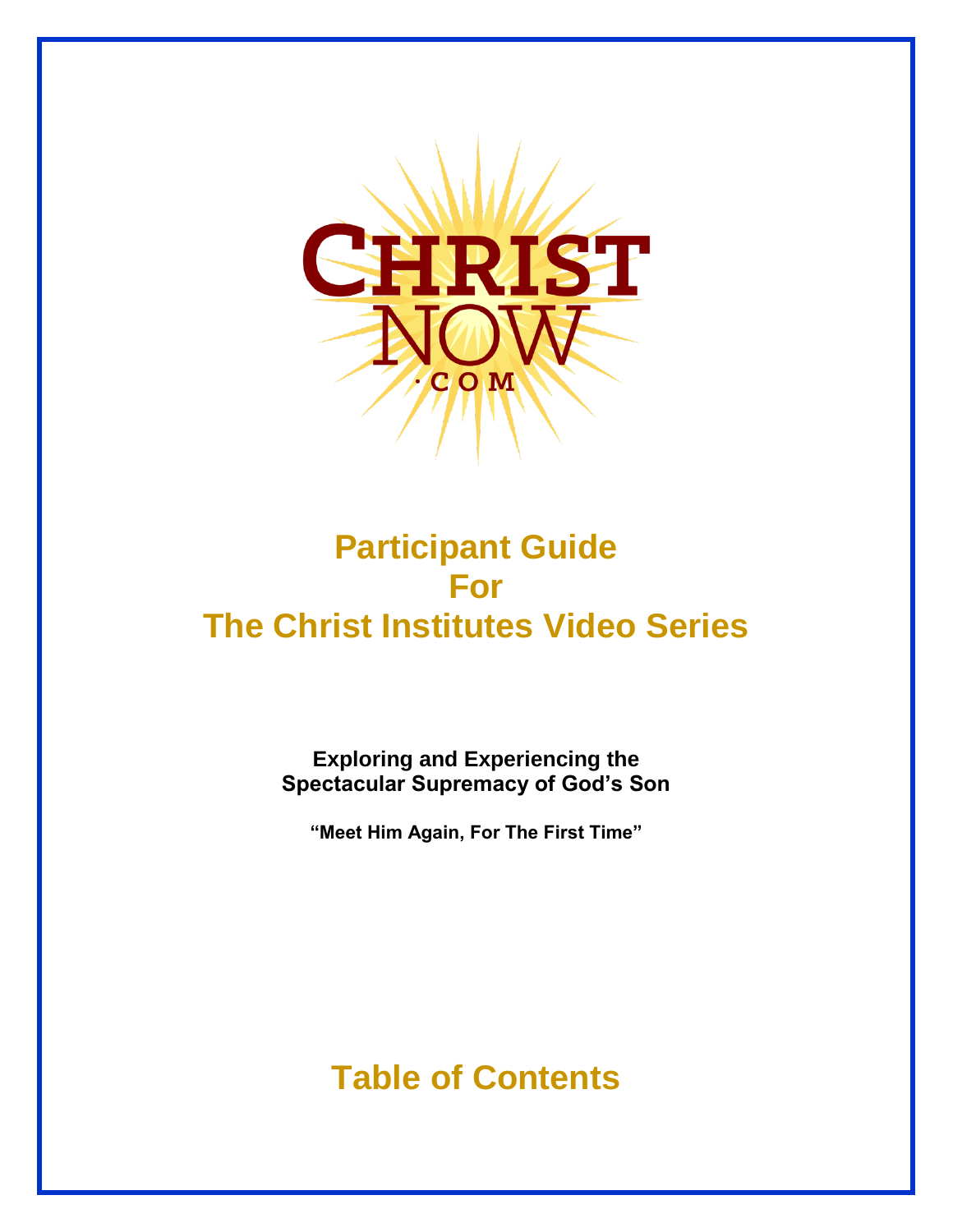CHRIST NOW .COM

# Participant Guide For The Christ Institutes Video Series

**Exploring and Experiencing the Spectacular Supremacy of God's Son**

**"Meet Him Again, For The First Time"**

## Table of Contents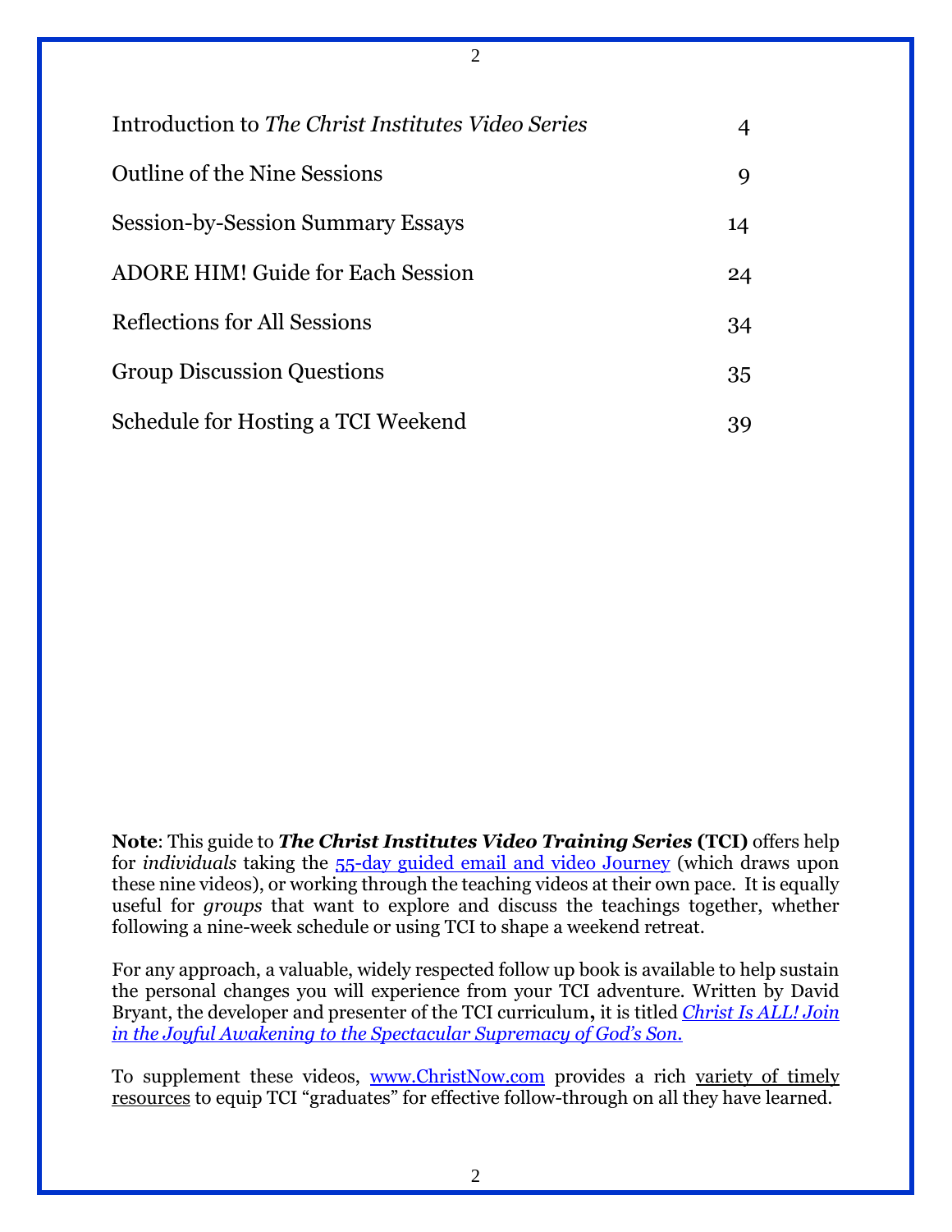| | |
|---|---|
| Introduction to *The Christ Institutes Video Series* | 4 |
| Outline of the Nine Sessions | 9 |
| Session-by-Session Summary Essays | 14 |
| ADORE HIM! Guide for Each Session | 24 |
| Reflections for All Sessions | 34 |
| Group Discussion Questions | 35 |
| Schedule for Hosting a TCI Weekend | 39 |

**Note**: This guide to ***The Christ Institutes Video Training Series*** **(TCI)** offers help for *individuals* taking the 55-day guided email and video Journey (which draws upon these nine videos), or working through the teaching videos at their own pace. It is equally useful for *groups* that want to explore and discuss the teachings together, whether following a nine-week schedule or using TCI to shape a weekend retreat.

For any approach, a valuable, widely respected follow up book is available to help sustain the personal changes you will experience from your TCI adventure. Written by David Bryant, the developer and presenter of the TCI curriculum**,** it is titled *Christ Is ALL! Join in the Joyful Awakening to the Spectacular Supremacy of God's Son.*

To supplement these videos, www.ChristNow.com provides a rich variety of timely resources to equip TCI "graduates" for effective follow-through on all they have learned.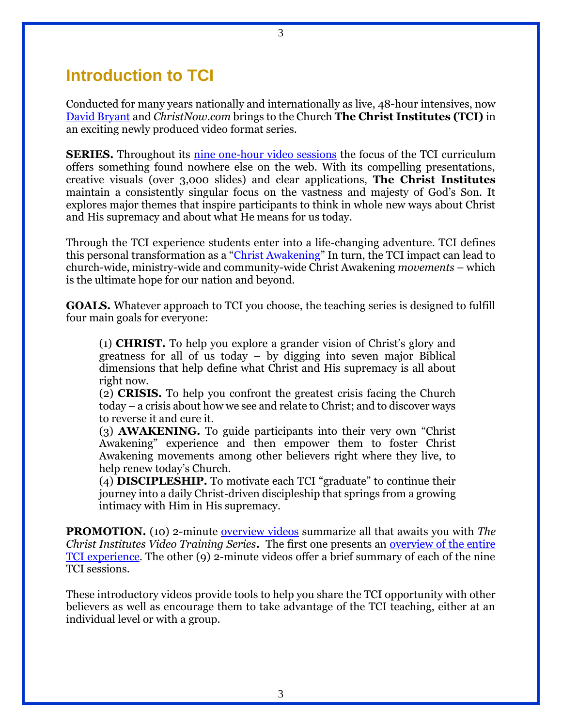# Introduction to TCI

Conducted for many years nationally and internationally as live, 48-hour intensives, now David Bryant and *ChristNow.com* brings to the Church **The Christ Institutes (TCI)** in an exciting newly produced video format series.

**SERIES.** Throughout its nine one-hour video sessions the focus of the TCI curriculum offers something found nowhere else on the web. With its compelling presentations, creative visuals (over 3,000 slides) and clear applications, **The Christ Institutes** maintain a consistently singular focus on the vastness and majesty of God's Son. It explores major themes that inspire participants to think in whole new ways about Christ and His supremacy and about what He means for us today.

Through the TCI experience students enter into a life-changing adventure. TCI defines this personal transformation as a "Christ Awakening" In turn, the TCI impact can lead to church-wide, ministry-wide and community-wide Christ Awakening *movements* – which is the ultimate hope for our nation and beyond.

**GOALS.** Whatever approach to TCI you choose, the teaching series is designed to fulfill four main goals for everyone:

> (1) **CHRIST.** To help you explore a grander vision of Christ's glory and greatness for all of us today – by digging into seven major Biblical dimensions that help define what Christ and His supremacy is all about right now.
> (2) **CRISIS.** To help you confront the greatest crisis facing the Church today – a crisis about how we see and relate to Christ; and to discover ways to reverse it and cure it.
> (3) **AWAKENING.** To guide participants into their very own "Christ Awakening" experience and then empower them to foster Christ Awakening movements among other believers right where they live, to help renew today's Church.
> (4) **DISCIPLESHIP.** To motivate each TCI "graduate" to continue their journey into a daily Christ-driven discipleship that springs from a growing intimacy with Him in His supremacy.

**PROMOTION.** (10) 2-minute overview videos summarize all that awaits you with *The Christ Institutes Video Training Series*. The first one presents an overview of the entire TCI experience. The other (9) 2-minute videos offer a brief summary of each of the nine TCI sessions.

These introductory videos provide tools to help you share the TCI opportunity with other believers as well as encourage them to take advantage of the TCI teaching, either at an individual level or with a group.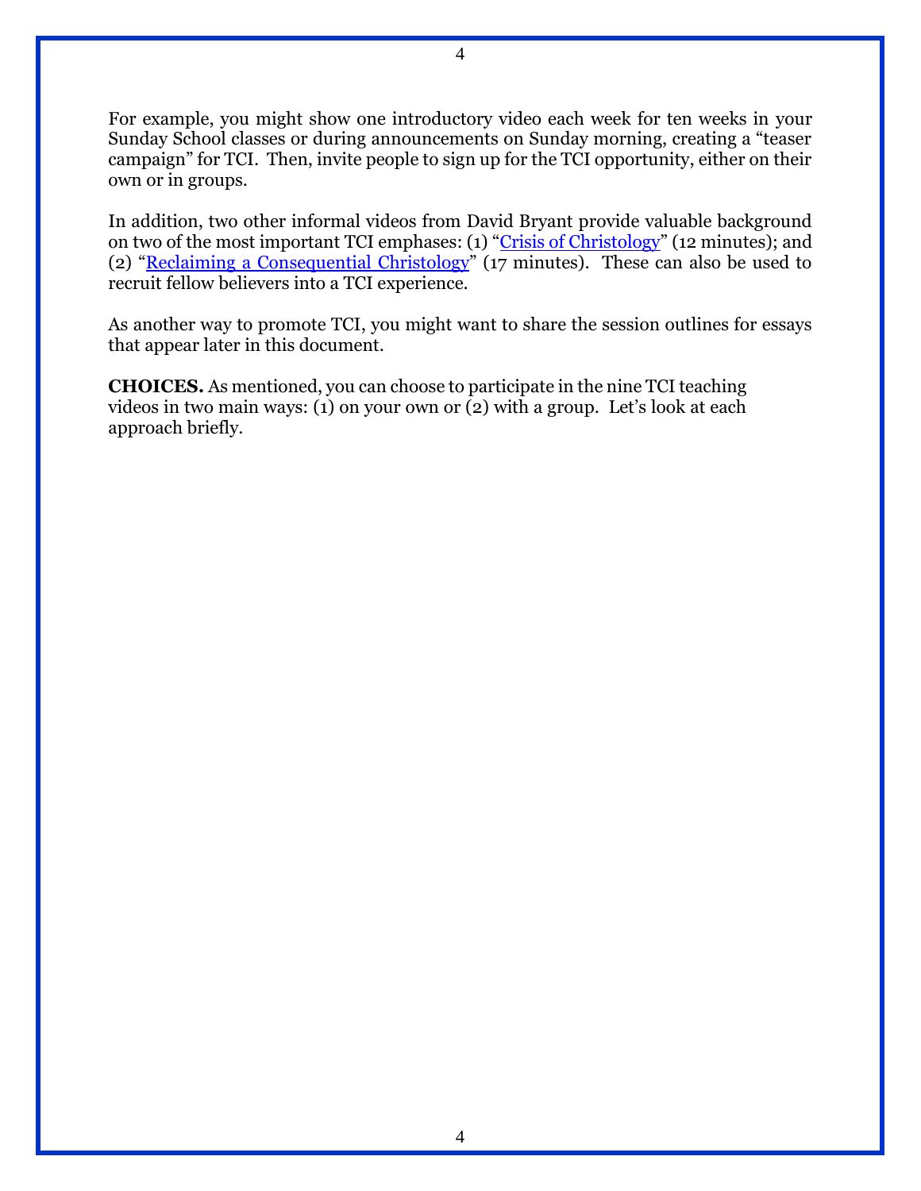For example, you might show one introductory video each week for ten weeks in your Sunday School classes or during announcements on Sunday morning, creating a "teaser campaign" for TCI. Then, invite people to sign up for the TCI opportunity, either on their own or in groups.

In addition, two other informal videos from David Bryant provide valuable background on two of the most important TCI emphases: (1) "Crisis of Christology" (12 minutes); and (2) "Reclaiming a Consequential Christology" (17 minutes). These can also be used to recruit fellow believers into a TCI experience.

As another way to promote TCI, you might want to share the session outlines for essays that appear later in this document.

**CHOICES.** As mentioned, you can choose to participate in the nine TCI teaching videos in two main ways: (1) on your own or (2) with a group. Let's look at each approach briefly.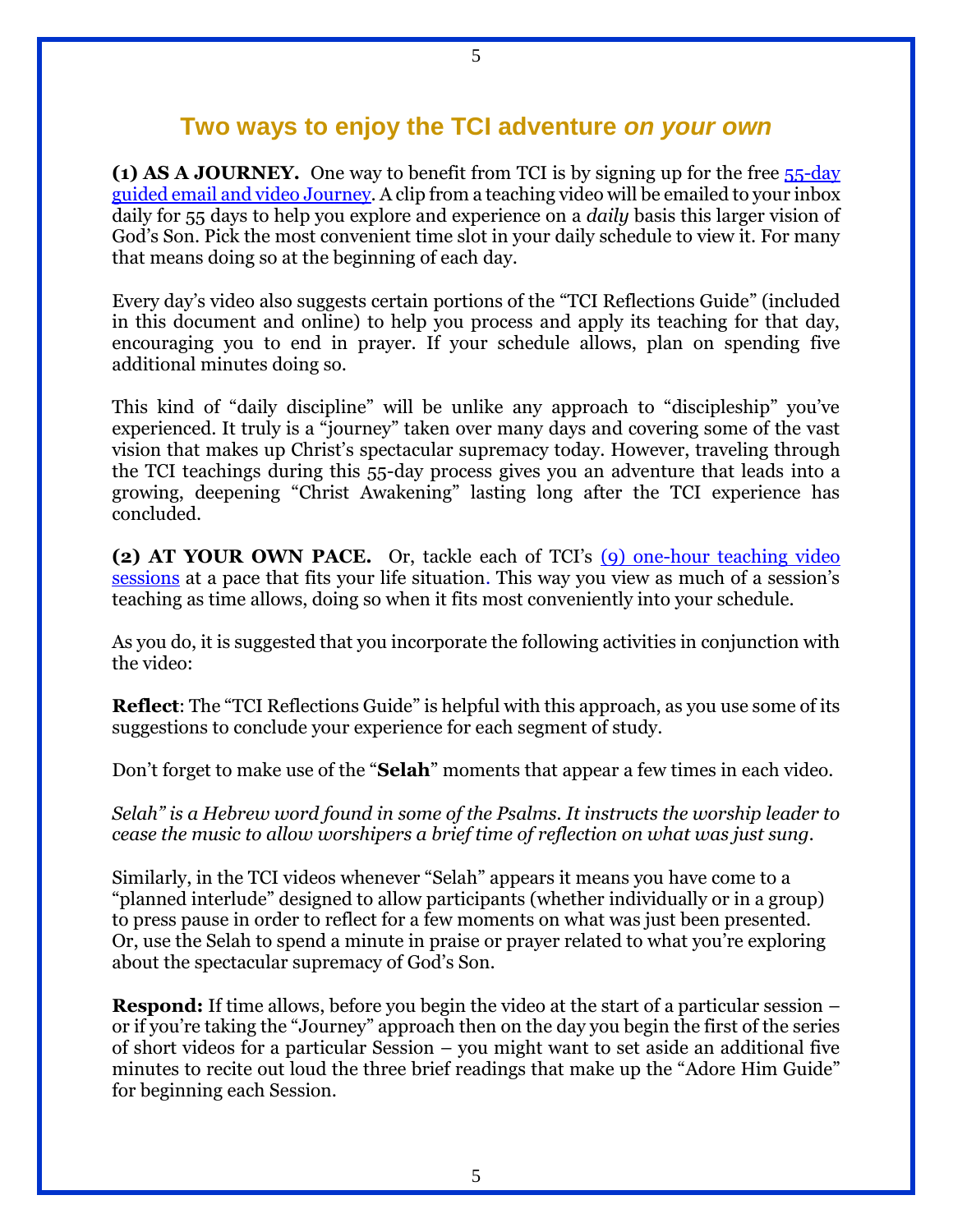## Two ways to enjoy the TCI adventure *on your own*

**(1) AS A JOURNEY.** One way to benefit from TCI is by signing up for the free 55-day guided email and video Journey. A clip from a teaching video will be emailed to your inbox daily for 55 days to help you explore and experience on a *daily* basis this larger vision of God's Son. Pick the most convenient time slot in your daily schedule to view it. For many that means doing so at the beginning of each day.

Every day's video also suggests certain portions of the "TCI Reflections Guide" (included in this document and online) to help you process and apply its teaching for that day, encouraging you to end in prayer. If your schedule allows, plan on spending five additional minutes doing so.

This kind of "daily discipline" will be unlike any approach to "discipleship" you've experienced. It truly is a "journey" taken over many days and covering some of the vast vision that makes up Christ's spectacular supremacy today. However, traveling through the TCI teachings during this 55-day process gives you an adventure that leads into a growing, deepening "Christ Awakening" lasting long after the TCI experience has concluded.

**(2) AT YOUR OWN PACE.** Or, tackle each of TCI's (9) one-hour teaching video sessions at a pace that fits your life situation. This way you view as much of a session's teaching as time allows, doing so when it fits most conveniently into your schedule.

As you do, it is suggested that you incorporate the following activities in conjunction with the video:

**Reflect**: The "TCI Reflections Guide" is helpful with this approach, as you use some of its suggestions to conclude your experience for each segment of study.

Don't forget to make use of the "**Selah**" moments that appear a few times in each video.

*Selah" is a Hebrew word found in some of the Psalms. It instructs the worship leader to cease the music to allow worshipers a brief time of reflection on what was just sung.*

Similarly, in the TCI videos whenever "Selah" appears it means you have come to a "planned interlude" designed to allow participants (whether individually or in a group) to press pause in order to reflect for a few moments on what was just been presented. Or, use the Selah to spend a minute in praise or prayer related to what you're exploring about the spectacular supremacy of God's Son.

**Respond:** If time allows, before you begin the video at the start of a particular session – or if you're taking the "Journey" approach then on the day you begin the first of the series of short videos for a particular Session – you might want to set aside an additional five minutes to recite out loud the three brief readings that make up the "Adore Him Guide" for beginning each Session.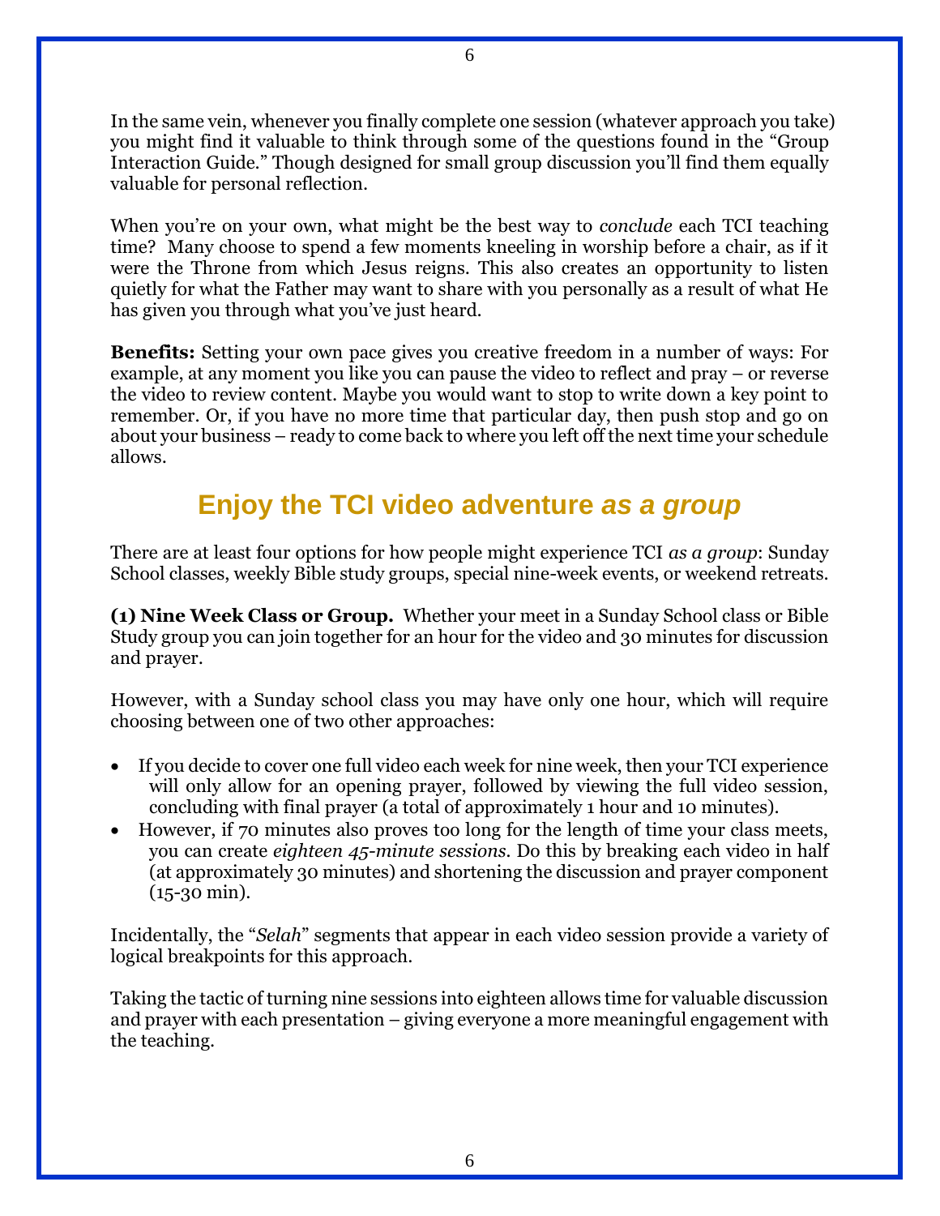In the same vein, whenever you finally complete one session (whatever approach you take) you might find it valuable to think through some of the questions found in the "Group Interaction Guide." Though designed for small group discussion you'll find them equally valuable for personal reflection.

When you're on your own, what might be the best way to *conclude* each TCI teaching time? Many choose to spend a few moments kneeling in worship before a chair, as if it were the Throne from which Jesus reigns. This also creates an opportunity to listen quietly for what the Father may want to share with you personally as a result of what He has given you through what you've just heard.

**Benefits:** Setting your own pace gives you creative freedom in a number of ways: For example, at any moment you like you can pause the video to reflect and pray – or reverse the video to review content. Maybe you would want to stop to write down a key point to remember. Or, if you have no more time that particular day, then push stop and go on about your business – ready to come back to where you left off the next time your schedule allows.

## Enjoy the TCI video adventure *as a group*

There are at least four options for how people might experience TCI *as a group*: Sunday School classes, weekly Bible study groups, special nine-week events, or weekend retreats.

**(1) Nine Week Class or Group.** Whether your meet in a Sunday School class or Bible Study group you can join together for an hour for the video and 30 minutes for discussion and prayer.

However, with a Sunday school class you may have only one hour, which will require choosing between one of two other approaches:

- If you decide to cover one full video each week for nine week, then your TCI experience will only allow for an opening prayer, followed by viewing the full video session, concluding with final prayer (a total of approximately 1 hour and 10 minutes).
- However, if 70 minutes also proves too long for the length of time your class meets, you can create *eighteen 45-minute sessions*. Do this by breaking each video in half (at approximately 30 minutes) and shortening the discussion and prayer component (15-30 min).

Incidentally, the "*Selah*" segments that appear in each video session provide a variety of logical breakpoints for this approach.

Taking the tactic of turning nine sessions into eighteen allows time for valuable discussion and prayer with each presentation – giving everyone a more meaningful engagement with the teaching.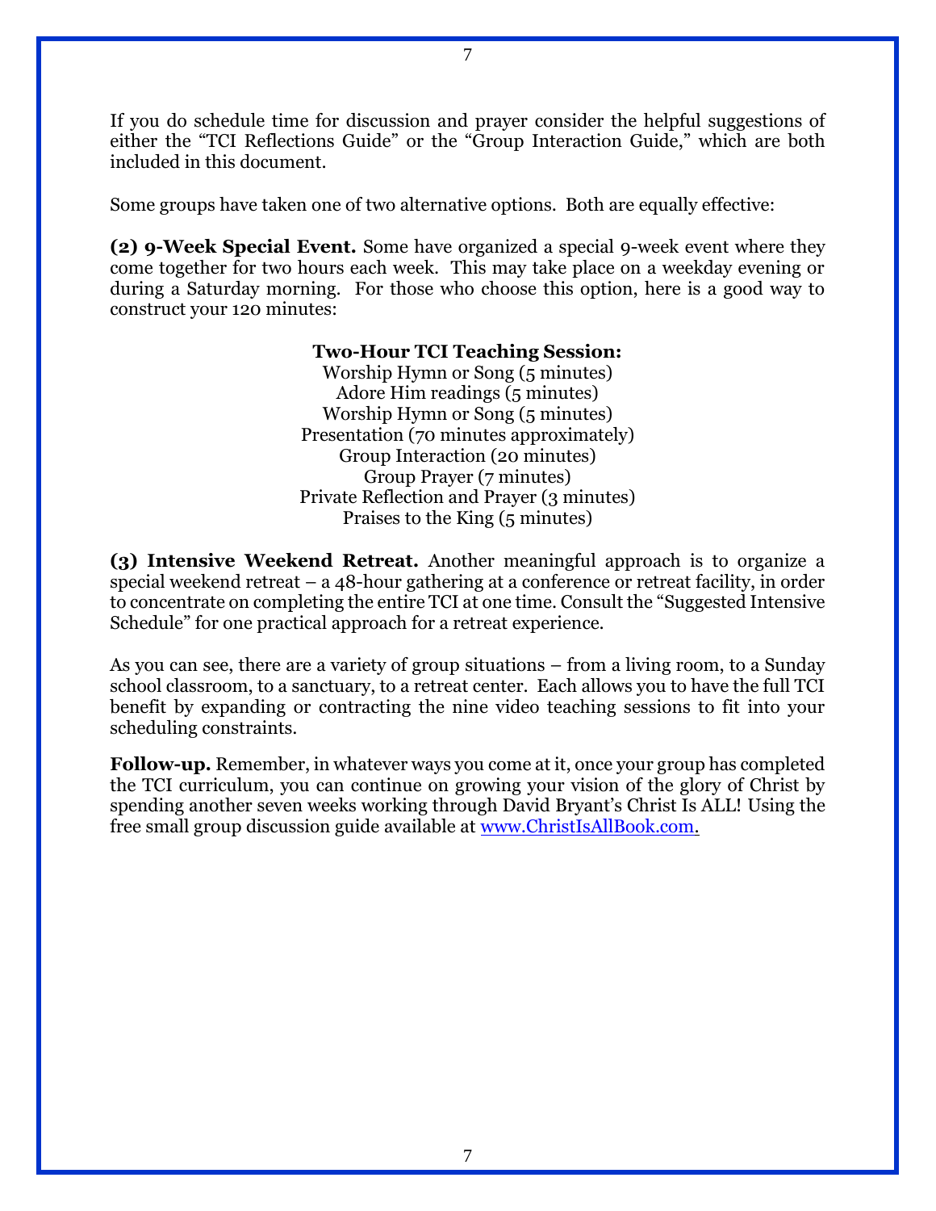If you do schedule time for discussion and prayer consider the helpful suggestions of either the "TCI Reflections Guide" or the "Group Interaction Guide," which are both included in this document.

Some groups have taken one of two alternative options. Both are equally effective:

**(2) 9-Week Special Event.** Some have organized a special 9-week event where they come together for two hours each week. This may take place on a weekday evening or during a Saturday morning. For those who choose this option, here is a good way to construct your 120 minutes:

**Two-Hour TCI Teaching Session:**
Worship Hymn or Song (5 minutes)
Adore Him readings (5 minutes)
Worship Hymn or Song (5 minutes)
Presentation (70 minutes approximately)
Group Interaction (20 minutes)
Group Prayer (7 minutes)
Private Reflection and Prayer (3 minutes)
Praises to the King (5 minutes)

**(3) Intensive Weekend Retreat.** Another meaningful approach is to organize a special weekend retreat – a 48-hour gathering at a conference or retreat facility, in order to concentrate on completing the entire TCI at one time. Consult the "Suggested Intensive Schedule" for one practical approach for a retreat experience.

As you can see, there are a variety of group situations – from a living room, to a Sunday school classroom, to a sanctuary, to a retreat center. Each allows you to have the full TCI benefit by expanding or contracting the nine video teaching sessions to fit into your scheduling constraints.

**Follow-up.** Remember, in whatever ways you come at it, once your group has completed the TCI curriculum, you can continue on growing your vision of the glory of Christ by spending another seven weeks working through David Bryant's Christ Is ALL! Using the free small group discussion guide available at www.ChristIsAllBook.com.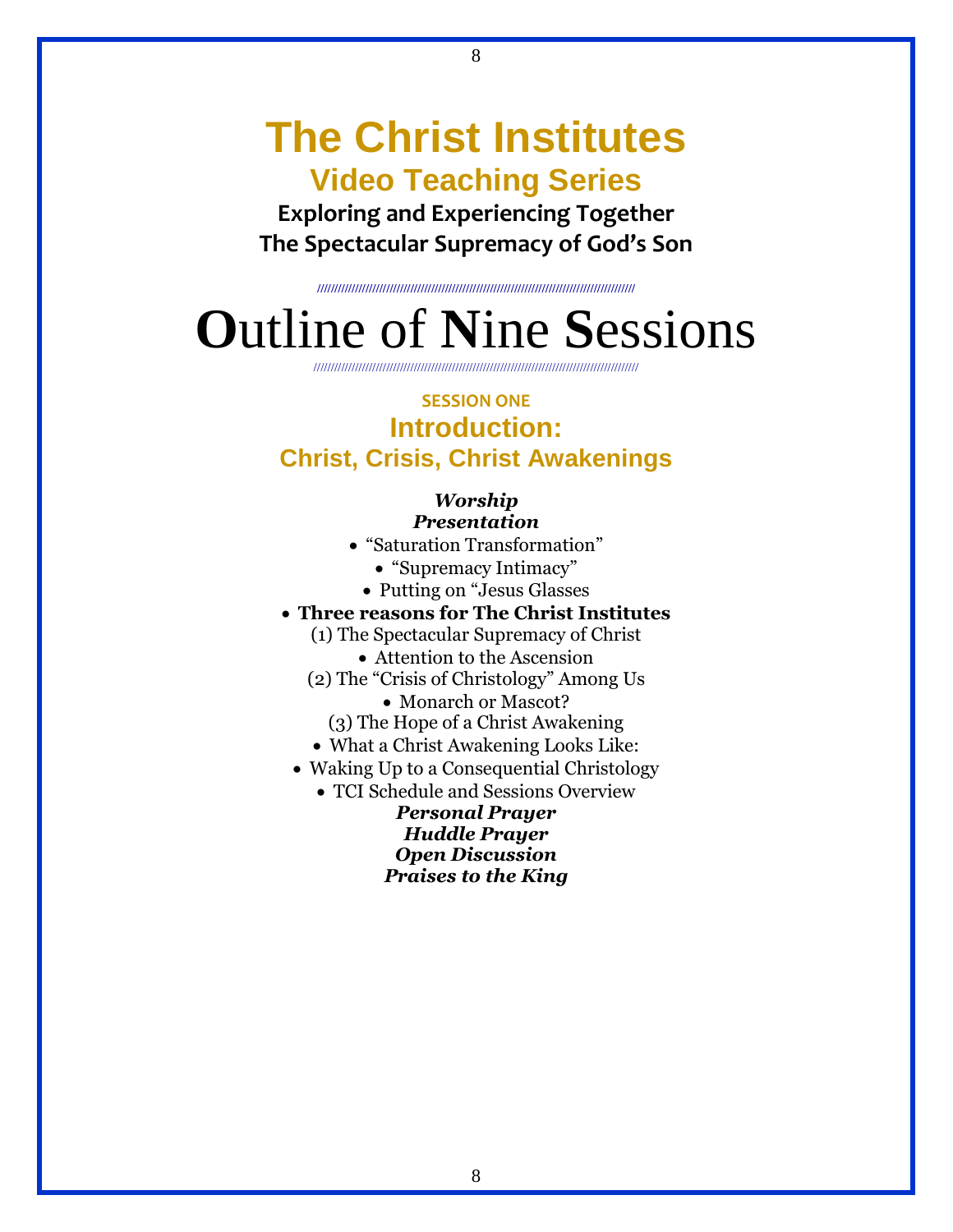# The Christ Institutes

## Video Teaching Series

**Exploring and Experiencing Together**
**The Spectacular Supremacy of God's Son**

////////////////////////////////////////////////////////////////////////////////////////

# Outline of Nine Sessions

////////////////////////////////////////////////////////////////////////////////////////

**SESSION ONE**

## Introduction: Christ, Crisis, Christ Awakenings

***Worship***

***Presentation***

- "Saturation Transformation"
- "Supremacy Intimacy"
- Putting on "Jesus Glasses
- **Three reasons for The Christ Institutes**

(1) The Spectacular Supremacy of Christ

- Attention to the Ascension

(2) The "Crisis of Christology" Among Us

- Monarch or Mascot?

(3) The Hope of a Christ Awakening

- What a Christ Awakening Looks Like:
- Waking Up to a Consequential Christology
- TCI Schedule and Sessions Overview

***Personal Prayer***

***Huddle Prayer***

***Open Discussion***

***Praises to the King***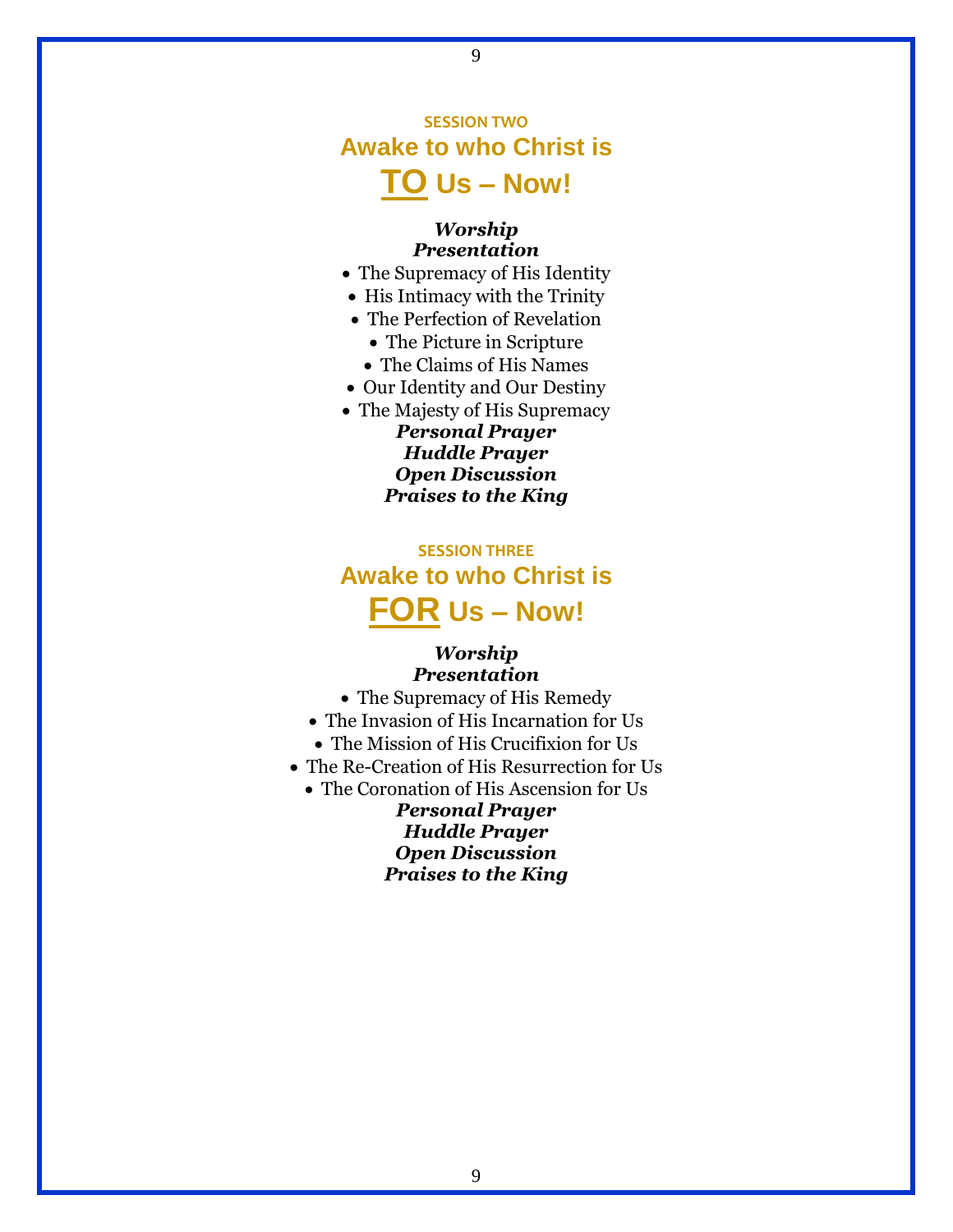## SESSION TWO

# Awake to who Christ is <u>TO</u> Us – Now!

***Worship***

***Presentation***

- The Supremacy of His Identity
- His Intimacy with the Trinity
- The Perfection of Revelation
- The Picture in Scripture
- The Claims of His Names
- Our Identity and Our Destiny
- The Majesty of His Supremacy

***Personal Prayer***

***Huddle Prayer***

***Open Discussion***

***Praises to the King***

## SESSION THREE

# Awake to who Christ is <u>FOR</u> Us – Now!

***Worship***

***Presentation***

- The Supremacy of His Remedy
- The Invasion of His Incarnation for Us
- The Mission of His Crucifixion for Us
- The Re-Creation of His Resurrection for Us
- The Coronation of His Ascension for Us

***Personal Prayer***

***Huddle Prayer***

***Open Discussion***

***Praises to the King***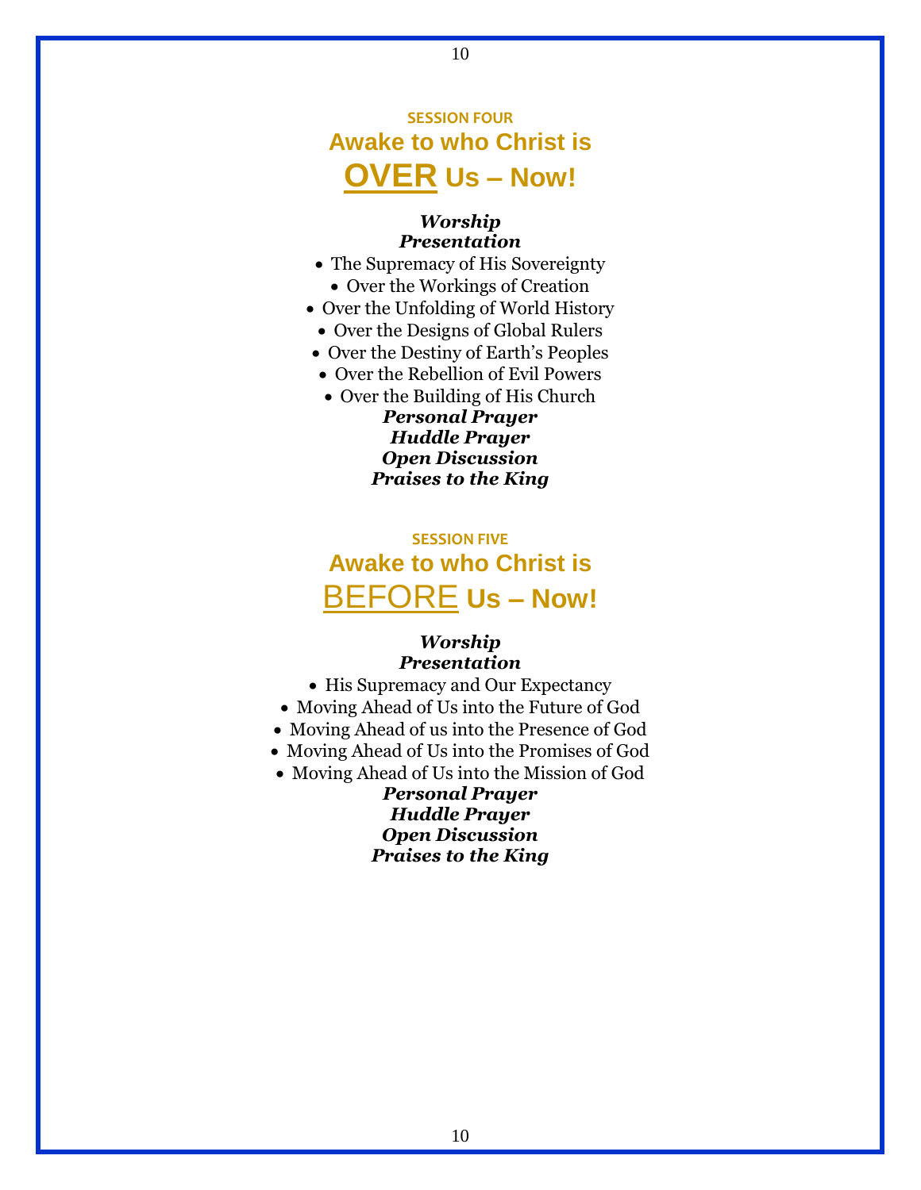### SESSION FOUR

## Awake to who Christ is OVER Us – Now!

***Worship***

***Presentation***

- The Supremacy of His Sovereignty
- Over the Workings of Creation
- Over the Unfolding of World History
- Over the Designs of Global Rulers
- Over the Destiny of Earth's Peoples
- Over the Rebellion of Evil Powers
- Over the Building of His Church

***Personal Prayer***

***Huddle Prayer***

***Open Discussion***

***Praises to the King***

### SESSION FIVE

## Awake to who Christ is BEFORE Us – Now!

***Worship***

***Presentation***

- His Supremacy and Our Expectancy
- Moving Ahead of Us into the Future of God
- Moving Ahead of us into the Presence of God
- Moving Ahead of Us into the Promises of God
- Moving Ahead of Us into the Mission of God

***Personal Prayer***

***Huddle Prayer***

***Open Discussion***

***Praises to the King***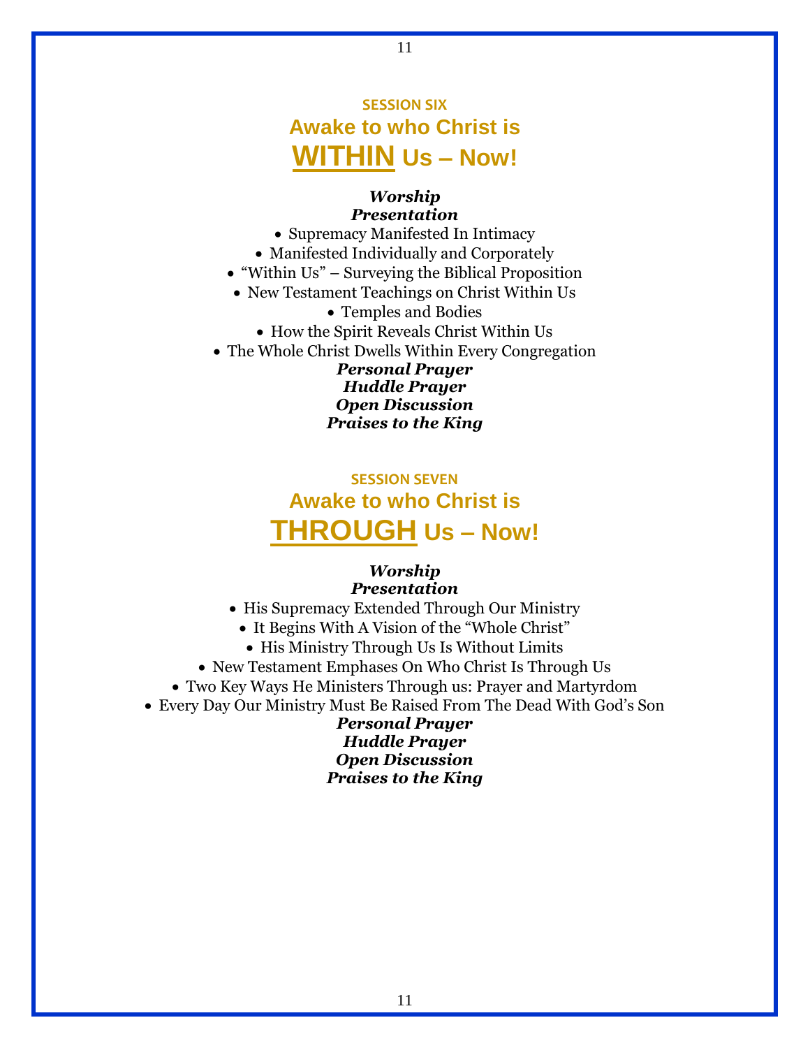### SESSION SIX

## Awake to who Christ is
## WITHIN Us – Now!

***Worship***

***Presentation***

- Supremacy Manifested In Intimacy
- Manifested Individually and Corporately
- "Within Us" – Surveying the Biblical Proposition
- New Testament Teachings on Christ Within Us
- Temples and Bodies
- How the Spirit Reveals Christ Within Us
- The Whole Christ Dwells Within Every Congregation

***Personal Prayer***

***Huddle Prayer***

***Open Discussion***

***Praises to the King***

### SESSION SEVEN

## Awake to who Christ is
## THROUGH Us – Now!

***Worship***

***Presentation***

- His Supremacy Extended Through Our Ministry
- It Begins With A Vision of the "Whole Christ"
- His Ministry Through Us Is Without Limits
- New Testament Emphases On Who Christ Is Through Us
- Two Key Ways He Ministers Through us: Prayer and Martyrdom
- Every Day Our Ministry Must Be Raised From The Dead With God's Son

***Personal Prayer***

***Huddle Prayer***

***Open Discussion***

***Praises to the King***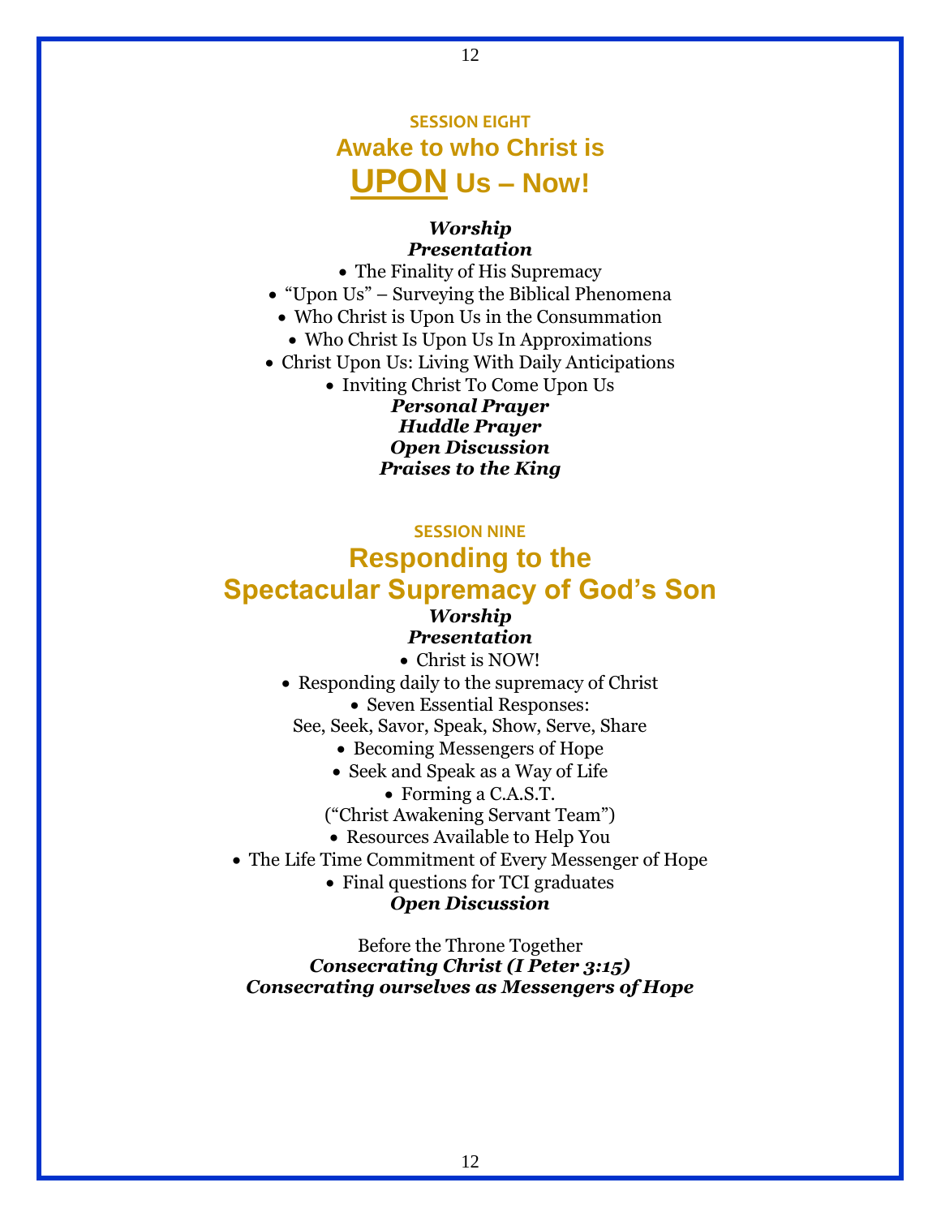## SESSION EIGHT

# Awake to who Christ is <u>**UPON**</u> Us – Now!

***Worship***

***Presentation***

- The Finality of His Supremacy
- "Upon Us" – Surveying the Biblical Phenomena
- Who Christ is Upon Us in the Consummation
- Who Christ Is Upon Us In Approximations
- Christ Upon Us: Living With Daily Anticipations
- Inviting Christ To Come Upon Us

***Personal Prayer***

***Huddle Prayer***

***Open Discussion***

***Praises to the King***

## SESSION NINE

# Responding to the Spectacular Supremacy of God's Son

***Worship***

***Presentation***

- Christ is NOW!
- Responding daily to the supremacy of Christ
- Seven Essential Responses:
  See, Seek, Savor, Speak, Show, Serve, Share
- Becoming Messengers of Hope
- Seek and Speak as a Way of Life
- Forming a C.A.S.T.
  ("Christ Awakening Servant Team")
- Resources Available to Help You
- The Life Time Commitment of Every Messenger of Hope
- Final questions for TCI graduates

***Open Discussion***

Before the Throne Together

***Consecrating Christ (I Peter 3:15)***

***Consecrating ourselves as Messengers of Hope***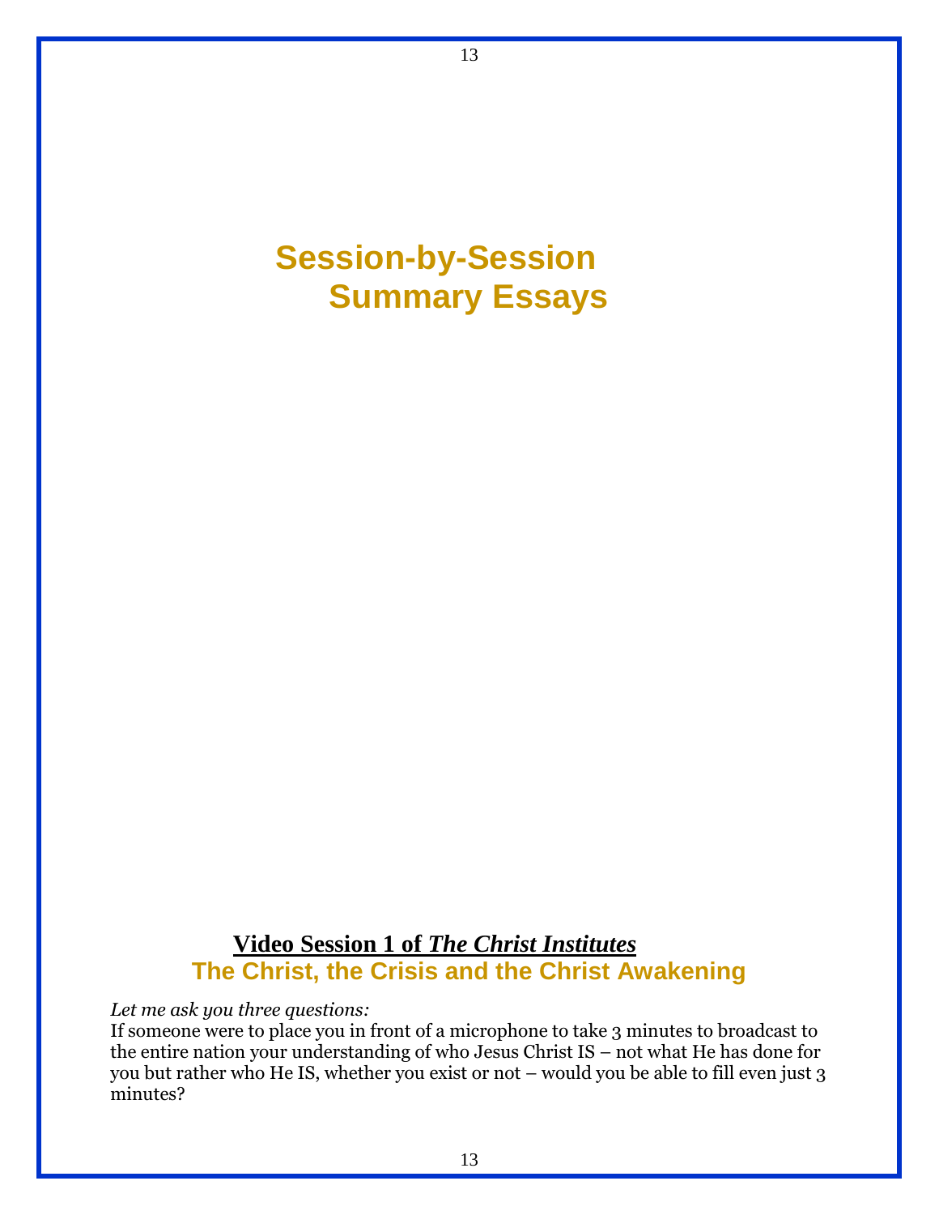# Session-by-Session Summary Essays

## Video Session 1 of *The Christ Institutes*

### The Christ, the Crisis and the Christ Awakening

*Let me ask you three questions:*

If someone were to place you in front of a microphone to take 3 minutes to broadcast to the entire nation your understanding of who Jesus Christ IS – not what He has done for you but rather who He IS, whether you exist or not – would you be able to fill even just 3 minutes?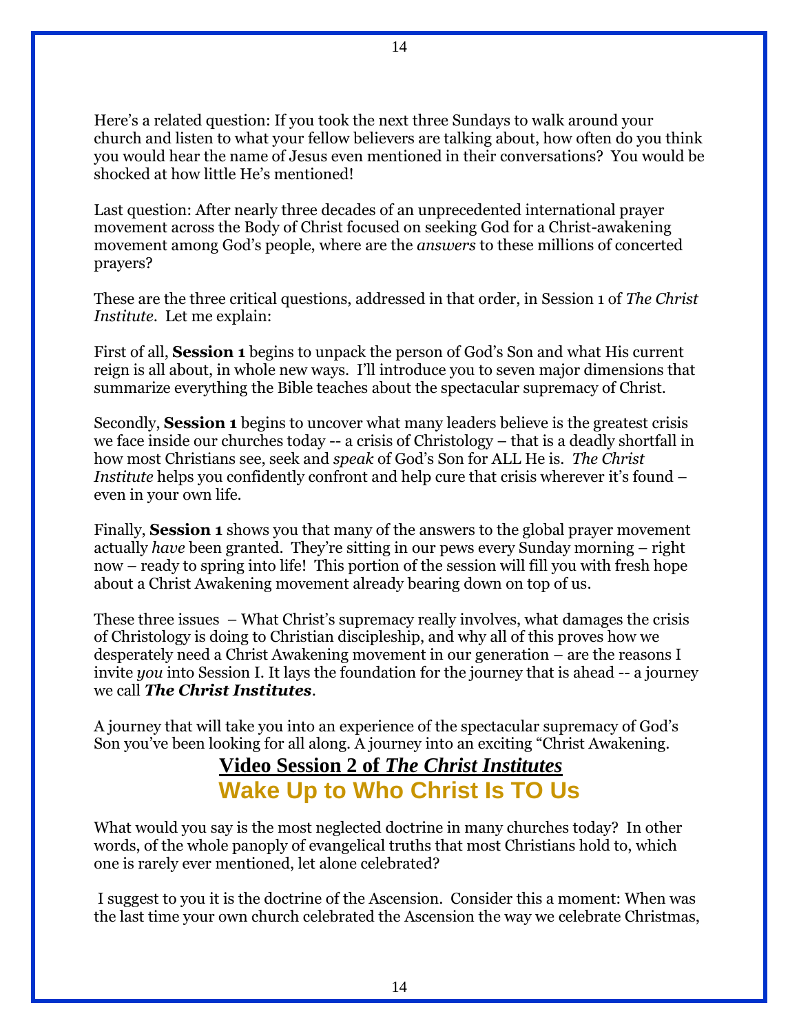Here's a related question: If you took the next three Sundays to walk around your church and listen to what your fellow believers are talking about, how often do you think you would hear the name of Jesus even mentioned in their conversations? You would be shocked at how little He's mentioned!

Last question: After nearly three decades of an unprecedented international prayer movement across the Body of Christ focused on seeking God for a Christ-awakening movement among God's people, where are the *answers* to these millions of concerted prayers?

These are the three critical questions, addressed in that order, in Session 1 of *The Christ Institute*. Let me explain:

First of all, **Session 1** begins to unpack the person of God's Son and what His current reign is all about, in whole new ways. I'll introduce you to seven major dimensions that summarize everything the Bible teaches about the spectacular supremacy of Christ.

Secondly, **Session 1** begins to uncover what many leaders believe is the greatest crisis we face inside our churches today -- a crisis of Christology – that is a deadly shortfall in how most Christians see, seek and *speak* of God's Son for ALL He is. *The Christ Institute* helps you confidently confront and help cure that crisis wherever it's found – even in your own life.

Finally, **Session 1** shows you that many of the answers to the global prayer movement actually *have* been granted. They're sitting in our pews every Sunday morning – right now – ready to spring into life! This portion of the session will fill you with fresh hope about a Christ Awakening movement already bearing down on top of us.

These three issues – What Christ's supremacy really involves, what damages the crisis of Christology is doing to Christian discipleship, and why all of this proves how we desperately need a Christ Awakening movement in our generation – are the reasons I invite *you* into Session I. It lays the foundation for the journey that is ahead -- a journey we call ***The Christ Institutes***.

A journey that will take you into an experience of the spectacular supremacy of God's Son you've been looking for all along. A journey into an exciting "Christ Awakening.

## Video Session 2 of *The Christ Institutes*

## Wake Up to Who Christ Is TO Us

What would you say is the most neglected doctrine in many churches today? In other words, of the whole panoply of evangelical truths that most Christians hold to, which one is rarely ever mentioned, let alone celebrated?

I suggest to you it is the doctrine of the Ascension. Consider this a moment: When was the last time your own church celebrated the Ascension the way we celebrate Christmas,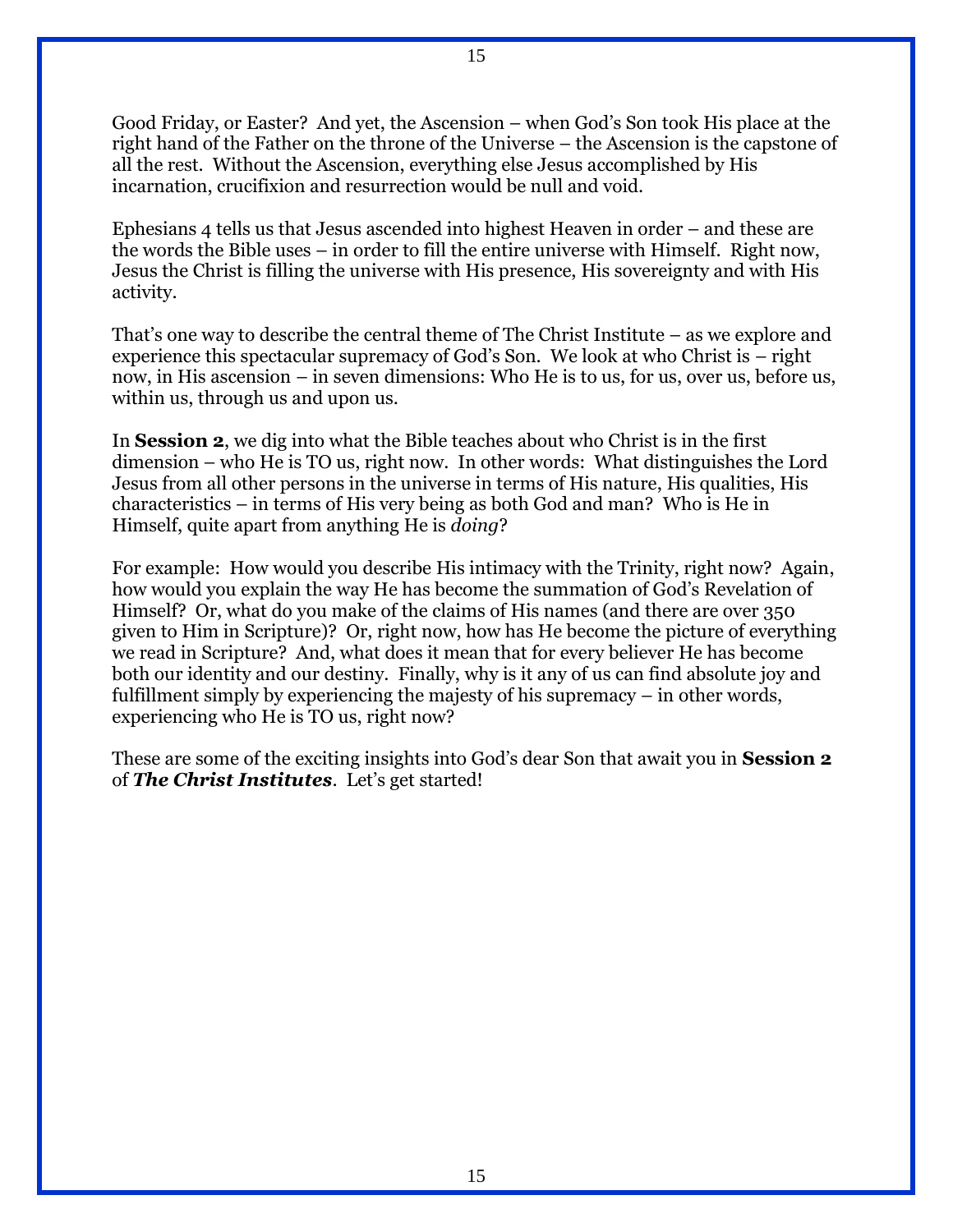Good Friday, or Easter? And yet, the Ascension – when God's Son took His place at the right hand of the Father on the throne of the Universe – the Ascension is the capstone of all the rest. Without the Ascension, everything else Jesus accomplished by His incarnation, crucifixion and resurrection would be null and void.

Ephesians 4 tells us that Jesus ascended into highest Heaven in order – and these are the words the Bible uses – in order to fill the entire universe with Himself. Right now, Jesus the Christ is filling the universe with His presence, His sovereignty and with His activity.

That's one way to describe the central theme of The Christ Institute – as we explore and experience this spectacular supremacy of God's Son. We look at who Christ is – right now, in His ascension – in seven dimensions: Who He is to us, for us, over us, before us, within us, through us and upon us.

In **Session 2**, we dig into what the Bible teaches about who Christ is in the first dimension – who He is TO us, right now. In other words: What distinguishes the Lord Jesus from all other persons in the universe in terms of His nature, His qualities, His characteristics – in terms of His very being as both God and man? Who is He in Himself, quite apart from anything He is *doing*?

For example: How would you describe His intimacy with the Trinity, right now? Again, how would you explain the way He has become the summation of God's Revelation of Himself? Or, what do you make of the claims of His names (and there are over 350 given to Him in Scripture)? Or, right now, how has He become the picture of everything we read in Scripture? And, what does it mean that for every believer He has become both our identity and our destiny. Finally, why is it any of us can find absolute joy and fulfillment simply by experiencing the majesty of his supremacy – in other words, experiencing who He is TO us, right now?

These are some of the exciting insights into God's dear Son that await you in **Session 2** of ***The Christ Institutes***. Let's get started!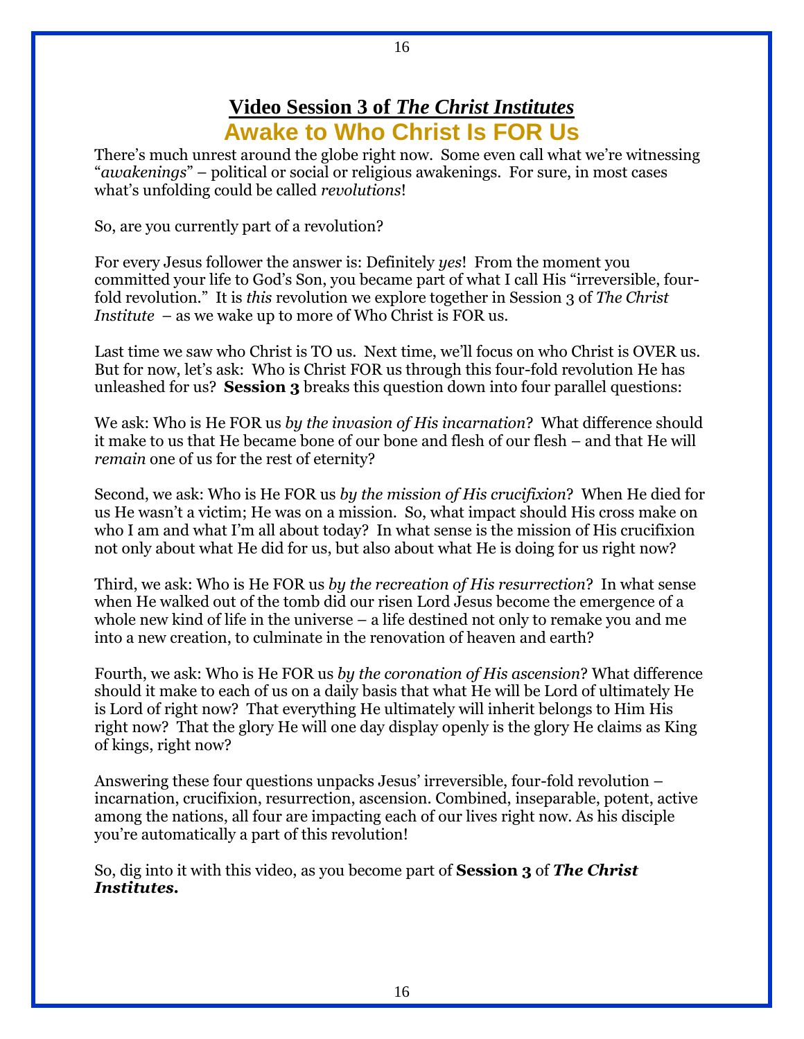## Video Session 3 of *The Christ Institutes*

# Awake to Who Christ Is FOR Us

There's much unrest around the globe right now. Some even call what we're witnessing "*awakenings*" – political or social or religious awakenings. For sure, in most cases what's unfolding could be called *revolutions*!

So, are you currently part of a revolution?

For every Jesus follower the answer is: Definitely *yes*! From the moment you committed your life to God's Son, you became part of what I call His "irreversible, four-fold revolution." It is *this* revolution we explore together in Session 3 of *The Christ Institute* – as we wake up to more of Who Christ is FOR us.

Last time we saw who Christ is TO us. Next time, we'll focus on who Christ is OVER us. But for now, let's ask: Who is Christ FOR us through this four-fold revolution He has unleashed for us? **Session 3** breaks this question down into four parallel questions:

We ask: Who is He FOR us *by the invasion of His incarnation*? What difference should it make to us that He became bone of our bone and flesh of our flesh – and that He will *remain* one of us for the rest of eternity?

Second, we ask: Who is He FOR us *by the mission of His crucifixion*? When He died for us He wasn't a victim; He was on a mission. So, what impact should His cross make on who I am and what I'm all about today? In what sense is the mission of His crucifixion not only about what He did for us, but also about what He is doing for us right now?

Third, we ask: Who is He FOR us *by the recreation of His resurrection*? In what sense when He walked out of the tomb did our risen Lord Jesus become the emergence of a whole new kind of life in the universe – a life destined not only to remake you and me into a new creation, to culminate in the renovation of heaven and earth?

Fourth, we ask: Who is He FOR us *by the coronation of His ascension*? What difference should it make to each of us on a daily basis that what He will be Lord of ultimately He is Lord of right now? That everything He ultimately will inherit belongs to Him His right now? That the glory He will one day display openly is the glory He claims as King of kings, right now?

Answering these four questions unpacks Jesus' irreversible, four-fold revolution – incarnation, crucifixion, resurrection, ascension. Combined, inseparable, potent, active among the nations, all four are impacting each of our lives right now. As his disciple you're automatically a part of this revolution!

So, dig into it with this video, as you become part of **Session 3** of ***The Christ Institutes.***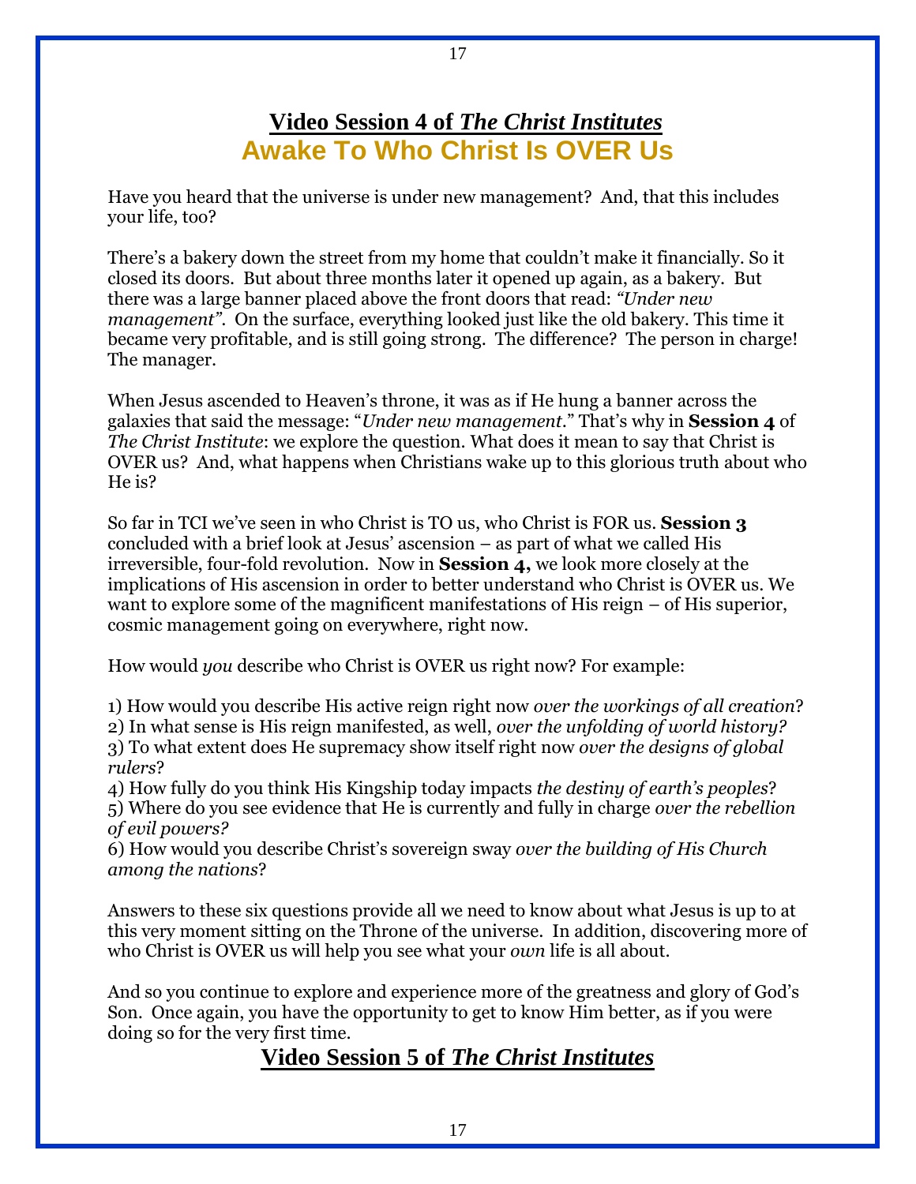## Video Session 4 of *The Christ Institutes*

# Awake To Who Christ Is OVER Us

Have you heard that the universe is under new management? And, that this includes your life, too?

There's a bakery down the street from my home that couldn't make it financially. So it closed its doors. But about three months later it opened up again, as a bakery. But there was a large banner placed above the front doors that read: *"Under new management"*. On the surface, everything looked just like the old bakery. This time it became very profitable, and is still going strong. The difference? The person in charge! The manager.

When Jesus ascended to Heaven's throne, it was as if He hung a banner across the galaxies that said the message: "*Under new management*." That's why in **Session 4** of *The Christ Institute*: we explore the question. What does it mean to say that Christ is OVER us? And, what happens when Christians wake up to this glorious truth about who He is?

So far in TCI we've seen in who Christ is TO us, who Christ is FOR us. **Session 3** concluded with a brief look at Jesus' ascension – as part of what we called His irreversible, four-fold revolution. Now in **Session 4,** we look more closely at the implications of His ascension in order to better understand who Christ is OVER us. We want to explore some of the magnificent manifestations of His reign – of His superior, cosmic management going on everywhere, right now.

How would *you* describe who Christ is OVER us right now? For example:

1) How would you describe His active reign right now *over the workings of all creation*?
2) In what sense is His reign manifested, as well, *over the unfolding of world history?*
3) To what extent does He supremacy show itself right now *over the designs of global rulers*?
4) How fully do you think His Kingship today impacts *the destiny of earth's peoples*?
5) Where do you see evidence that He is currently and fully in charge *over the rebellion of evil powers?*
6) How would you describe Christ's sovereign sway *over the building of His Church among the nations*?

Answers to these six questions provide all we need to know about what Jesus is up to at this very moment sitting on the Throne of the universe. In addition, discovering more of who Christ is OVER us will help you see what your *own* life is all about.

And so you continue to explore and experience more of the greatness and glory of God's Son. Once again, you have the opportunity to get to know Him better, as if you were doing so for the very first time.

## Video Session 5 of *The Christ Institutes*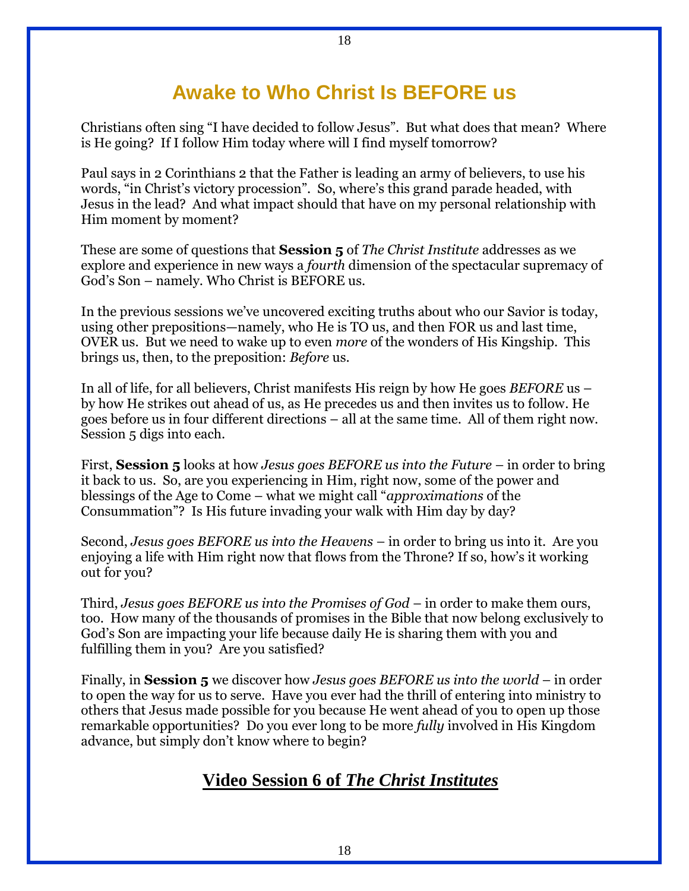# Awake to Who Christ Is BEFORE us

Christians often sing “I have decided to follow Jesus”. But what does that mean? Where is He going? If I follow Him today where will I find myself tomorrow?

Paul says in 2 Corinthians 2 that the Father is leading an army of believers, to use his words, “in Christ’s victory procession”. So, where’s this grand parade headed, with Jesus in the lead? And what impact should that have on my personal relationship with Him moment by moment?

These are some of questions that **Session 5** of *The Christ Institute* addresses as we explore and experience in new ways a *fourth* dimension of the spectacular supremacy of God’s Son – namely. Who Christ is BEFORE us.

In the previous sessions we’ve uncovered exciting truths about who our Savior is today, using other prepositions—namely, who He is TO us, and then FOR us and last time, OVER us. But we need to wake up to even *more* of the wonders of His Kingship. This brings us, then, to the preposition: *Before* us.

In all of life, for all believers, Christ manifests His reign by how He goes *BEFORE* us – by how He strikes out ahead of us, as He precedes us and then invites us to follow. He goes before us in four different directions – all at the same time. All of them right now. Session 5 digs into each.

First, **Session 5** looks at how *Jesus goes BEFORE us into the Future* – in order to bring it back to us. So, are you experiencing in Him, right now, some of the power and blessings of the Age to Come – what we might call “*approximations* of the Consummation”? Is His future invading your walk with Him day by day?

Second, *Jesus goes BEFORE us into the Heavens* – in order to bring us into it. Are you enjoying a life with Him right now that flows from the Throne? If so, how’s it working out for you?

Third, *Jesus goes BEFORE us into the Promises of God* – in order to make them ours, too. How many of the thousands of promises in the Bible that now belong exclusively to God’s Son are impacting your life because daily He is sharing them with you and fulfilling them in you? Are you satisfied?

Finally, in **Session 5** we discover how *Jesus goes BEFORE us into the world* – in order to open the way for us to serve. Have you ever had the thrill of entering into ministry to others that Jesus made possible for you because He went ahead of you to open up those remarkable opportunities? Do you ever long to be more *fully* involved in His Kingdom advance, but simply don’t know where to begin?

## Video Session 6 of *The Christ Institutes*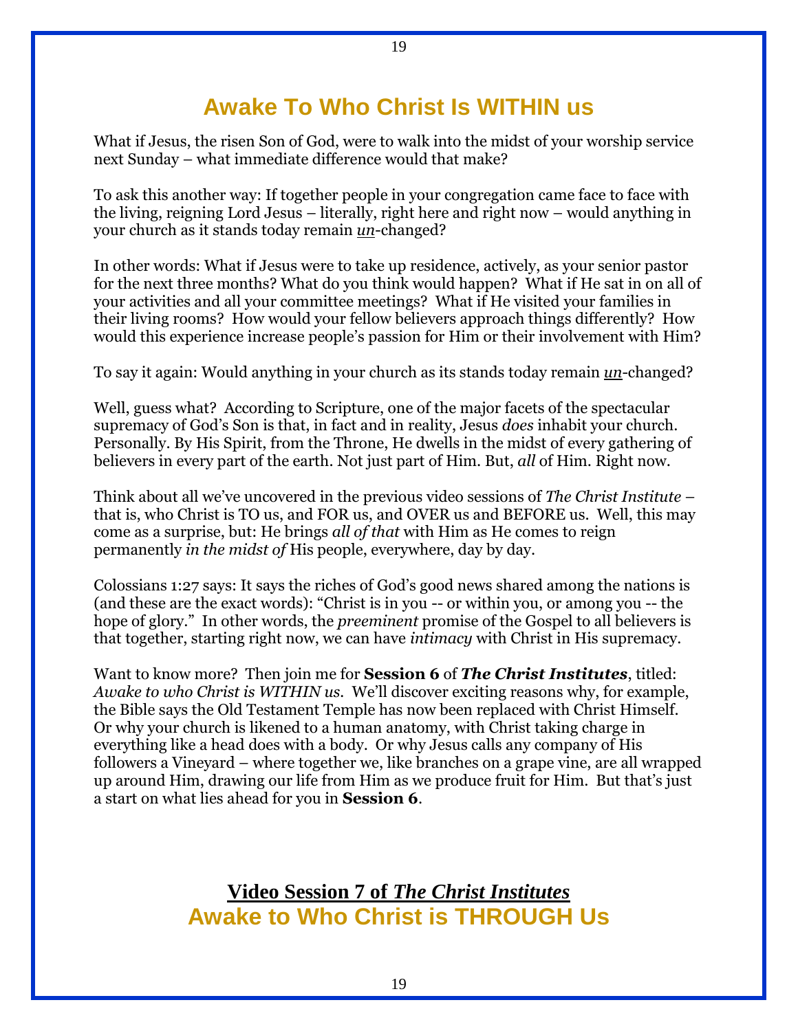# Awake To Who Christ Is WITHIN us

What if Jesus, the risen Son of God, were to walk into the midst of your worship service next Sunday – what immediate difference would that make?

To ask this another way: If together people in your congregation came face to face with the living, reigning Lord Jesus – literally, right here and right now – would anything in your church as it stands today remain *un*-changed?

In other words: What if Jesus were to take up residence, actively, as your senior pastor for the next three months? What do you think would happen? What if He sat in on all of your activities and all your committee meetings? What if He visited your families in their living rooms? How would your fellow believers approach things differently? How would this experience increase people's passion for Him or their involvement with Him?

To say it again: Would anything in your church as its stands today remain *un*-changed?

Well, guess what? According to Scripture, one of the major facets of the spectacular supremacy of God's Son is that, in fact and in reality, Jesus *does* inhabit your church. Personally. By His Spirit, from the Throne, He dwells in the midst of every gathering of believers in every part of the earth. Not just part of Him. But, *all* of Him. Right now.

Think about all we've uncovered in the previous video sessions of *The Christ Institute* – that is, who Christ is TO us, and FOR us, and OVER us and BEFORE us. Well, this may come as a surprise, but: He brings *all of that* with Him as He comes to reign permanently *in the midst of* His people, everywhere, day by day.

Colossians 1:27 says: It says the riches of God's good news shared among the nations is (and these are the exact words): "Christ is in you -- or within you, or among you -- the hope of glory." In other words, the *preeminent* promise of the Gospel to all believers is that together, starting right now, we can have *intimacy* with Christ in His supremacy.

Want to know more? Then join me for **Session 6** of ***The Christ Institutes***, titled: *Awake to who Christ is WITHIN us*. We'll discover exciting reasons why, for example, the Bible says the Old Testament Temple has now been replaced with Christ Himself. Or why your church is likened to a human anatomy, with Christ taking charge in everything like a head does with a body. Or why Jesus calls any company of His followers a Vineyard – where together we, like branches on a grape vine, are all wrapped up around Him, drawing our life from Him as we produce fruit for Him. But that's just a start on what lies ahead for you in **Session 6**.

## Video Session 7 of *The Christ Institutes*

# Awake to Who Christ is THROUGH Us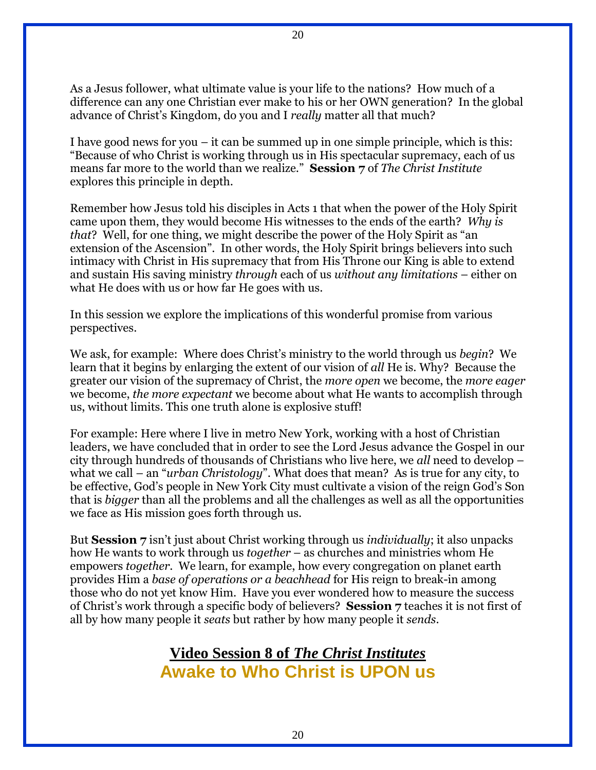As a Jesus follower, what ultimate value is your life to the nations? How much of a difference can any one Christian ever make to his or her OWN generation? In the global advance of Christ's Kingdom, do you and I *really* matter all that much?

I have good news for you – it can be summed up in one simple principle, which is this: "Because of who Christ is working through us in His spectacular supremacy, each of us means far more to the world than we realize." **Session 7** of *The Christ Institute* explores this principle in depth.

Remember how Jesus told his disciples in Acts 1 that when the power of the Holy Spirit came upon them, they would become His witnesses to the ends of the earth? *Why is that*? Well, for one thing, we might describe the power of the Holy Spirit as "an extension of the Ascension". In other words, the Holy Spirit brings believers into such intimacy with Christ in His supremacy that from His Throne our King is able to extend and sustain His saving ministry *through* each of us *without any limitations* – either on what He does with us or how far He goes with us.

In this session we explore the implications of this wonderful promise from various perspectives.

We ask, for example: Where does Christ's ministry to the world through us *begin*? We learn that it begins by enlarging the extent of our vision of *all* He is. Why? Because the greater our vision of the supremacy of Christ, the *more open* we become, the *more eager* we become, *the more expectant* we become about what He wants to accomplish through us, without limits. This one truth alone is explosive stuff!

For example: Here where I live in metro New York, working with a host of Christian leaders, we have concluded that in order to see the Lord Jesus advance the Gospel in our city through hundreds of thousands of Christians who live here, we *all* need to develop – what we call – an "*urban Christology*". What does that mean? As is true for any city, to be effective, God's people in New York City must cultivate a vision of the reign God's Son that is *bigger* than all the problems and all the challenges as well as all the opportunities we face as His mission goes forth through us.

But **Session 7** isn't just about Christ working through us *individually*; it also unpacks how He wants to work through us *together* – as churches and ministries whom He empowers *together*. We learn, for example, how every congregation on planet earth provides Him a *base of operations or a beachhead* for His reign to break-in among those who do not yet know Him. Have you ever wondered how to measure the success of Christ's work through a specific body of believers? **Session 7** teaches it is not first of all by how many people it *seats* but rather by how many people it *sends*.

## Video Session 8 of *The Christ Institutes*

## Awake to Who Christ is UPON us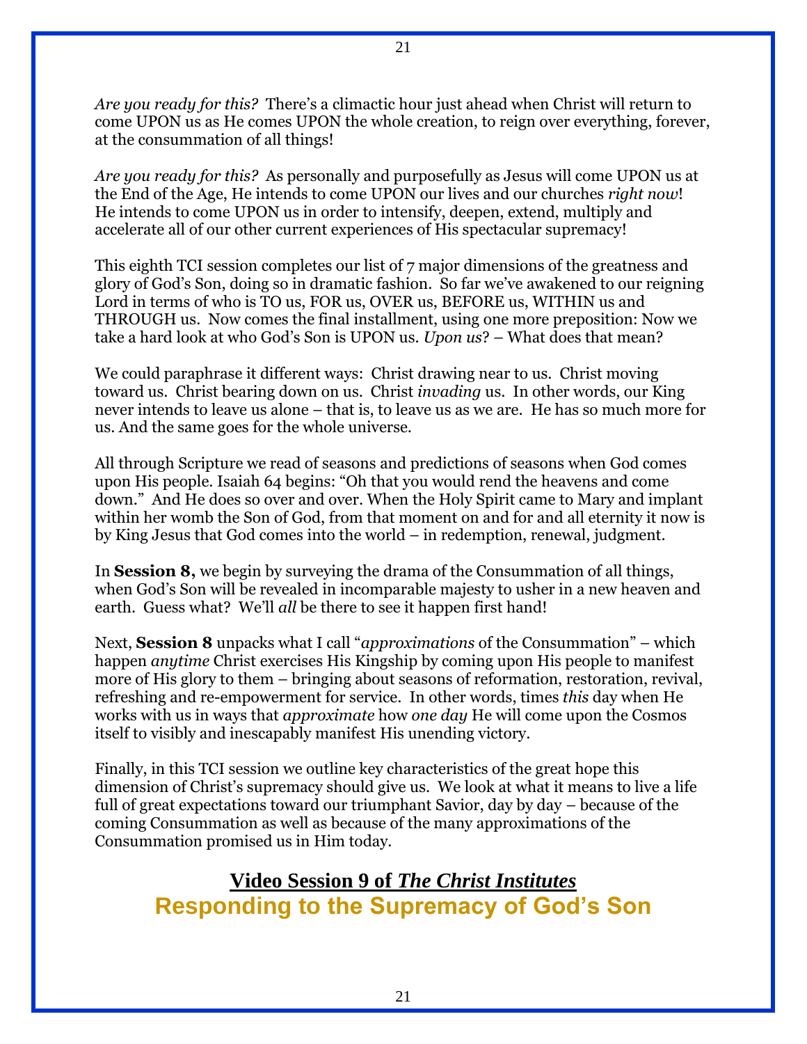*Are you ready for this?* There's a climactic hour just ahead when Christ will return to come UPON us as He comes UPON the whole creation, to reign over everything, forever, at the consummation of all things!

*Are you ready for this?* As personally and purposefully as Jesus will come UPON us at the End of the Age, He intends to come UPON our lives and our churches *right now*! He intends to come UPON us in order to intensify, deepen, extend, multiply and accelerate all of our other current experiences of His spectacular supremacy!

This eighth TCI session completes our list of 7 major dimensions of the greatness and glory of God's Son, doing so in dramatic fashion. So far we've awakened to our reigning Lord in terms of who is TO us, FOR us, OVER us, BEFORE us, WITHIN us and THROUGH us. Now comes the final installment, using one more preposition: Now we take a hard look at who God's Son is UPON us. *Upon us*? – What does that mean?

We could paraphrase it different ways: Christ drawing near to us. Christ moving toward us. Christ bearing down on us. Christ *invading* us. In other words, our King never intends to leave us alone – that is, to leave us as we are. He has so much more for us. And the same goes for the whole universe.

All through Scripture we read of seasons and predictions of seasons when God comes upon His people. Isaiah 64 begins: "Oh that you would rend the heavens and come down." And He does so over and over. When the Holy Spirit came to Mary and implant within her womb the Son of God, from that moment on and for and all eternity it now is by King Jesus that God comes into the world – in redemption, renewal, judgment.

In **Session 8,** we begin by surveying the drama of the Consummation of all things, when God's Son will be revealed in incomparable majesty to usher in a new heaven and earth. Guess what? We'll *all* be there to see it happen first hand!

Next, **Session 8** unpacks what I call "*approximations* of the Consummation" – which happen *anytime* Christ exercises His Kingship by coming upon His people to manifest more of His glory to them – bringing about seasons of reformation, restoration, revival, refreshing and re-empowerment for service. In other words, times *this* day when He works with us in ways that *approximate* how *one day* He will come upon the Cosmos itself to visibly and inescapably manifest His unending victory.

Finally, in this TCI session we outline key characteristics of the great hope this dimension of Christ's supremacy should give us. We look at what it means to live a life full of great expectations toward our triumphant Savior, day by day – because of the coming Consummation as well as because of the many approximations of the Consummation promised us in Him today.

## Video Session 9 of *The Christ Institutes*

## Responding to the Supremacy of God's Son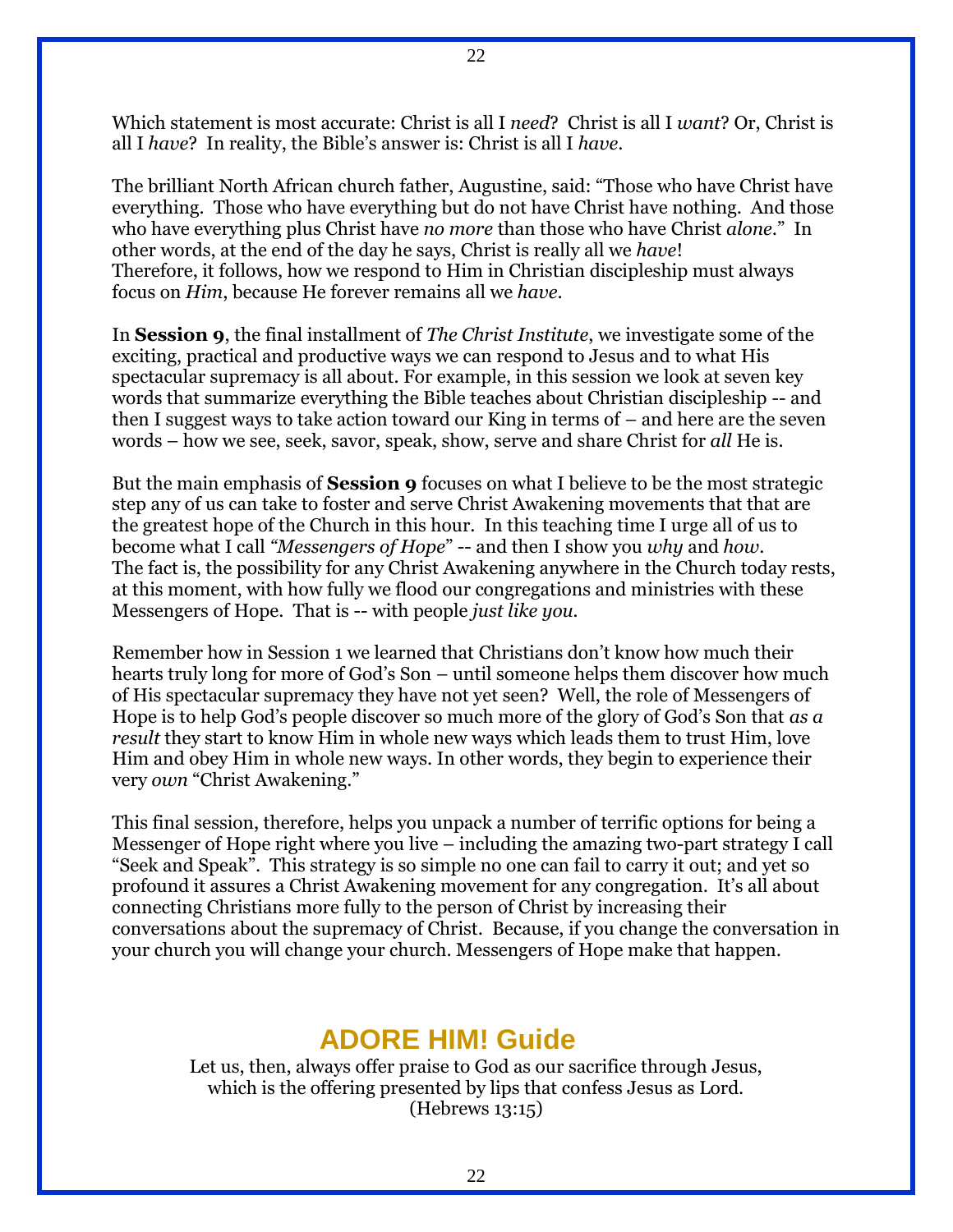Which statement is most accurate: Christ is all I *need*? Christ is all I *want*? Or, Christ is all I *have*? In reality, the Bible's answer is: Christ is all I *have*.

The brilliant North African church father, Augustine, said: "Those who have Christ have everything. Those who have everything but do not have Christ have nothing. And those who have everything plus Christ have *no more* than those who have Christ *alone*." In other words, at the end of the day he says, Christ is really all we *have*! Therefore, it follows, how we respond to Him in Christian discipleship must always focus on *Him*, because He forever remains all we *have*.

In **Session 9**, the final installment of *The Christ Institute*, we investigate some of the exciting, practical and productive ways we can respond to Jesus and to what His spectacular supremacy is all about. For example, in this session we look at seven key words that summarize everything the Bible teaches about Christian discipleship -- and then I suggest ways to take action toward our King in terms of – and here are the seven words – how we see, seek, savor, speak, show, serve and share Christ for *all* He is.

But the main emphasis of **Session 9** focuses on what I believe to be the most strategic step any of us can take to foster and serve Christ Awakening movements that that are the greatest hope of the Church in this hour. In this teaching time I urge all of us to become what I call *"Messengers of Hope"* -- and then I show you *why* and *how*. The fact is, the possibility for any Christ Awakening anywhere in the Church today rests, at this moment, with how fully we flood our congregations and ministries with these Messengers of Hope. That is -- with people *just like you*.

Remember how in Session 1 we learned that Christians don't know how much their hearts truly long for more of God's Son – until someone helps them discover how much of His spectacular supremacy they have not yet seen? Well, the role of Messengers of Hope is to help God's people discover so much more of the glory of God's Son that *as a result* they start to know Him in whole new ways which leads them to trust Him, love Him and obey Him in whole new ways. In other words, they begin to experience their very *own* "Christ Awakening."

This final session, therefore, helps you unpack a number of terrific options for being a Messenger of Hope right where you live – including the amazing two-part strategy I call "Seek and Speak". This strategy is so simple no one can fail to carry it out; and yet so profound it assures a Christ Awakening movement for any congregation. It's all about connecting Christians more fully to the person of Christ by increasing their conversations about the supremacy of Christ. Because, if you change the conversation in your church you will change your church. Messengers of Hope make that happen.

## ADORE HIM! Guide

Let us, then, always offer praise to God as our sacrifice through Jesus, which is the offering presented by lips that confess Jesus as Lord.
(Hebrews 13:15)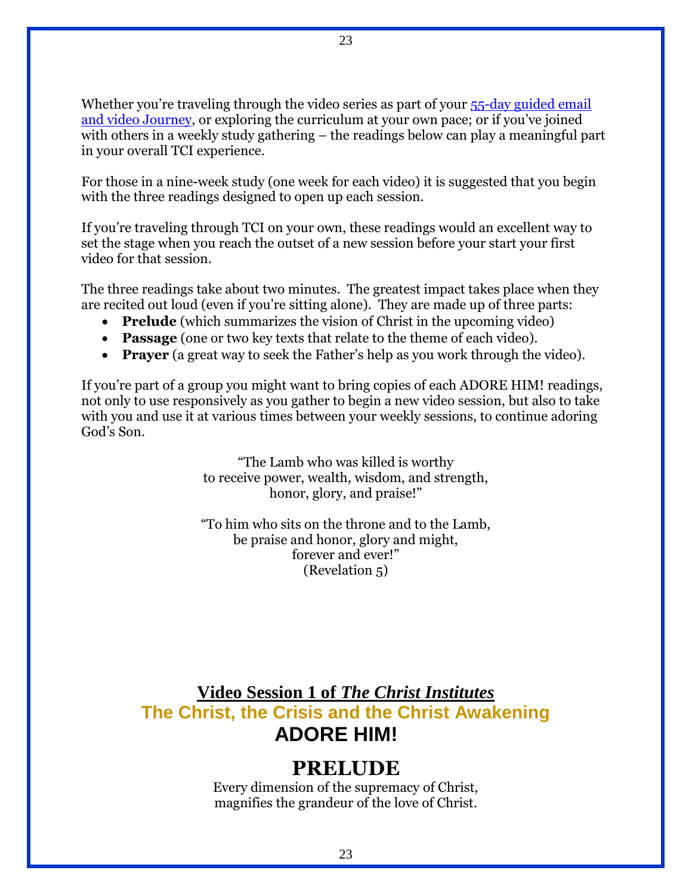Whether you're traveling through the video series as part of your [55-day guided email and video Journey](), or exploring the curriculum at your own pace; or if you've joined with others in a weekly study gathering – the readings below can play a meaningful part in your overall TCI experience.

For those in a nine-week study (one week for each video) it is suggested that you begin with the three readings designed to open up each session.

If you're traveling through TCI on your own, these readings would an excellent way to set the stage when you reach the outset of a new session before your start your first video for that session.

The three readings take about two minutes. The greatest impact takes place when they are recited out loud (even if you're sitting alone). They are made up of three parts:

- **Prelude** (which summarizes the vision of Christ in the upcoming video)
- **Passage** (one or two key texts that relate to the theme of each video).
- **Prayer** (a great way to seek the Father's help as you work through the video).

If you're part of a group you might want to bring copies of each ADORE HIM! readings, not only to use responsively as you gather to begin a new video session, but also to take with you and use it at various times between your weekly sessions, to continue adoring God's Son.

"The Lamb who was killed is worthy
to receive power, wealth, wisdom, and strength,
honor, glory, and praise!"

"To him who sits on the throne and to the Lamb,
be praise and honor, glory and might,
forever and ever!"
(Revelation 5)

## Video Session 1 of *The Christ Institutes*

## The Christ, the Crisis and the Christ Awakening

## ADORE HIM!

# PRELUDE

Every dimension of the supremacy of Christ,
magnifies the grandeur of the love of Christ.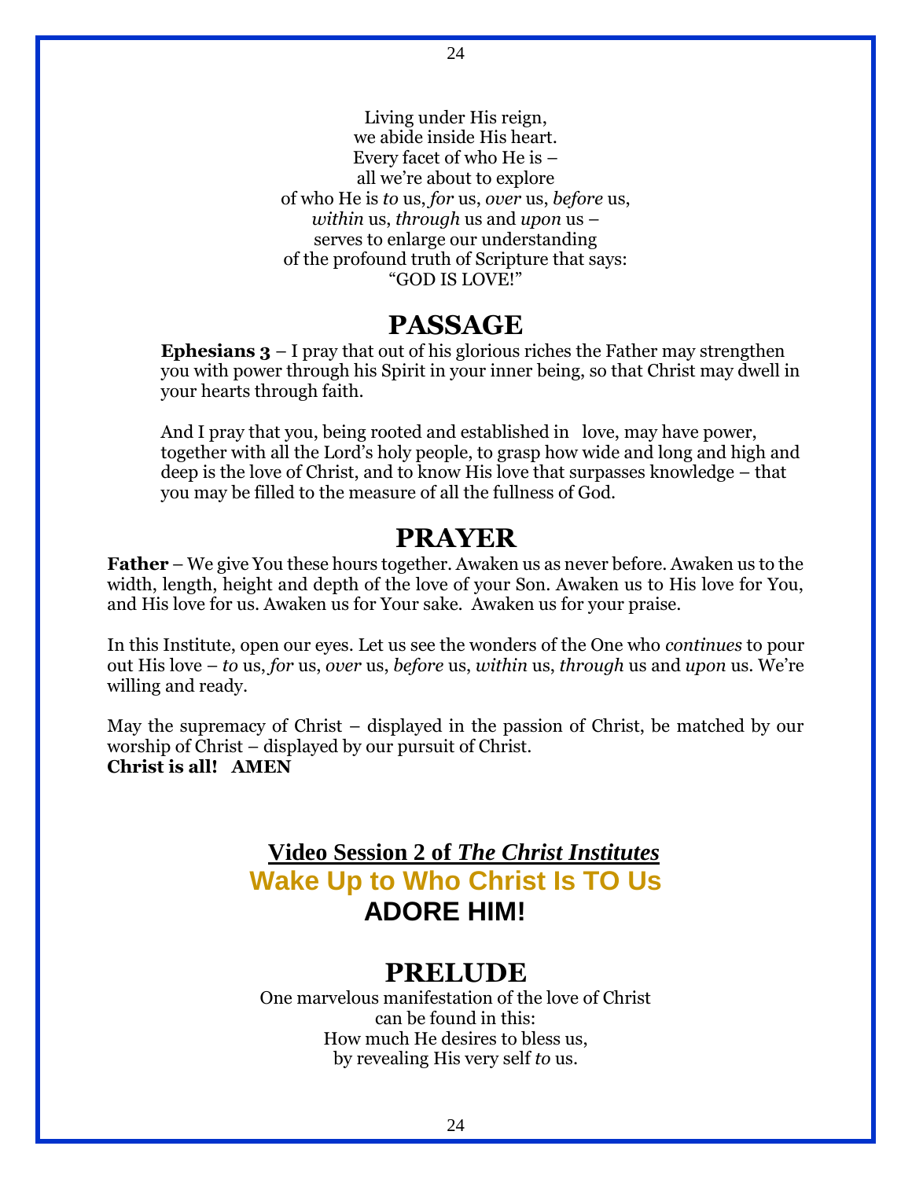Living under His reign,
we abide inside His heart.
Every facet of who He is –
all we're about to explore
of who He is *to* us, *for* us, *over* us, *before* us,
*within* us, *through* us and *upon* us –
serves to enlarge our understanding
of the profound truth of Scripture that says:
"GOD IS LOVE!"

# PASSAGE

**Ephesians 3** – I pray that out of his glorious riches the Father may strengthen you with power through his Spirit in your inner being, so that Christ may dwell in your hearts through faith.

And I pray that you, being rooted and established in love, may have power, together with all the Lord's holy people, to grasp how wide and long and high and deep is the love of Christ, and to know His love that surpasses knowledge – that you may be filled to the measure of all the fullness of God.

# PRAYER

**Father** – We give You these hours together. Awaken us as never before. Awaken us to the width, length, height and depth of the love of your Son. Awaken us to His love for You, and His love for us. Awaken us for Your sake. Awaken us for your praise.

In this Institute, open our eyes. Let us see the wonders of the One who *continues* to pour out His love – *to* us, *for* us, *over* us, *before* us, *within* us, *through* us and *upon* us. We're willing and ready.

May the supremacy of Christ – displayed in the passion of Christ, be matched by our worship of Christ – displayed by our pursuit of Christ.
**Christ is all! AMEN**

**Video Session 2 of *The Christ Institutes***

## Wake Up to Who Christ Is TO Us

## ADORE HIM!

# PRELUDE

One marvelous manifestation of the love of Christ
can be found in this:
How much He desires to bless us,
by revealing His very self *to* us.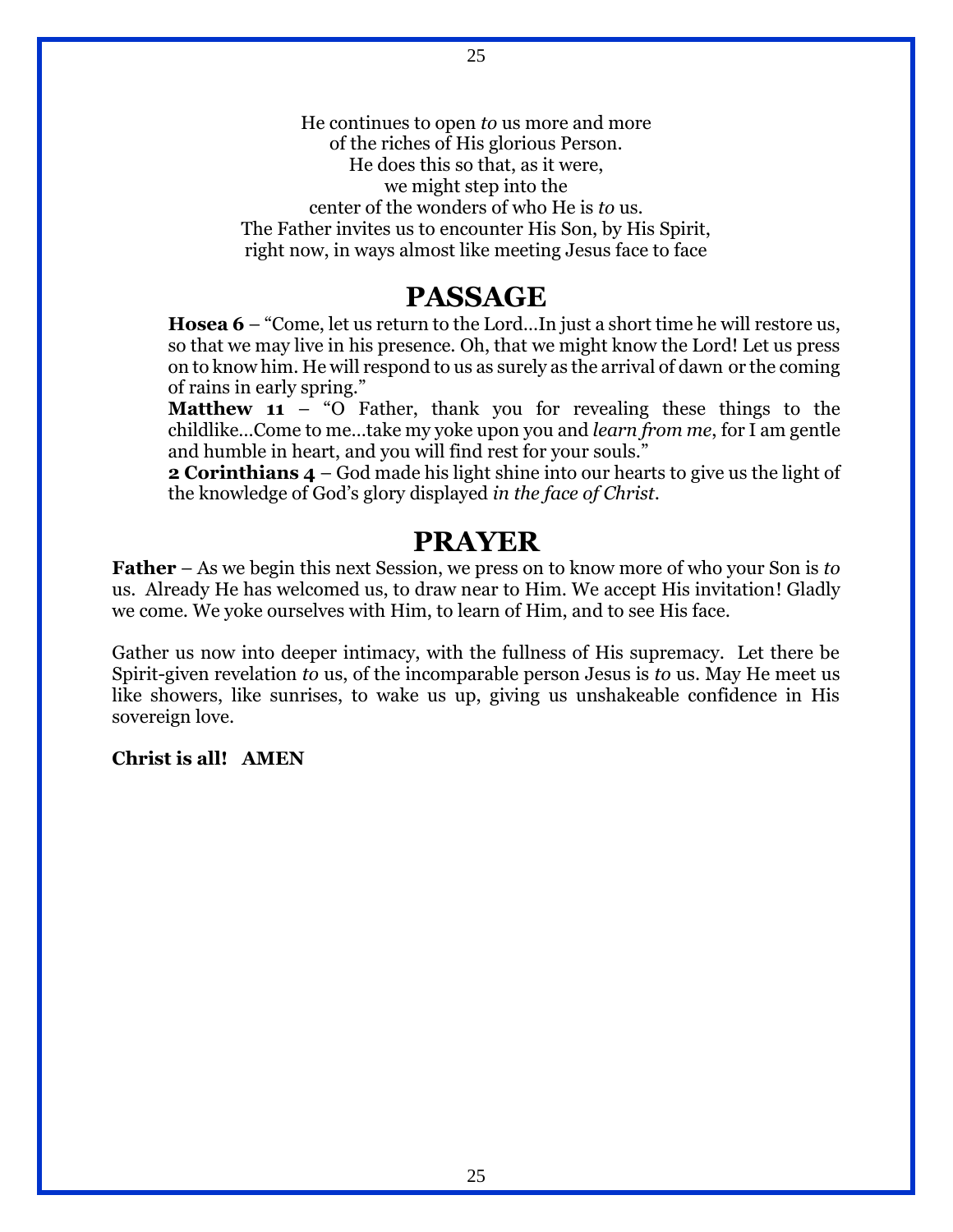He continues to open *to* us more and more
of the riches of His glorious Person.
He does this so that, as it were,
we might step into the
center of the wonders of who He is *to* us.
The Father invites us to encounter His Son, by His Spirit,
right now, in ways almost like meeting Jesus face to face

# PASSAGE

**Hosea 6** – "Come, let us return to the Lord…In just a short time he will restore us, so that we may live in his presence. Oh, that we might know the Lord! Let us press on to know him. He will respond to us as surely as the arrival of dawn or the coming of rains in early spring."

**Matthew 11** – "O Father, thank you for revealing these things to the childlike…Come to me…take my yoke upon you and *learn from me*, for I am gentle and humble in heart, and you will find rest for your souls."

**2 Corinthians 4** – God made his light shine into our hearts to give us the light of the knowledge of God's glory displayed *in the face of Christ*.

# PRAYER

**Father** – As we begin this next Session, we press on to know more of who your Son is *to* us. Already He has welcomed us, to draw near to Him. We accept His invitation! Gladly we come. We yoke ourselves with Him, to learn of Him, and to see His face.

Gather us now into deeper intimacy, with the fullness of His supremacy. Let there be Spirit-given revelation *to* us, of the incomparable person Jesus is *to* us. May He meet us like showers, like sunrises, to wake us up, giving us unshakeable confidence in His sovereign love.

**Christ is all! AMEN**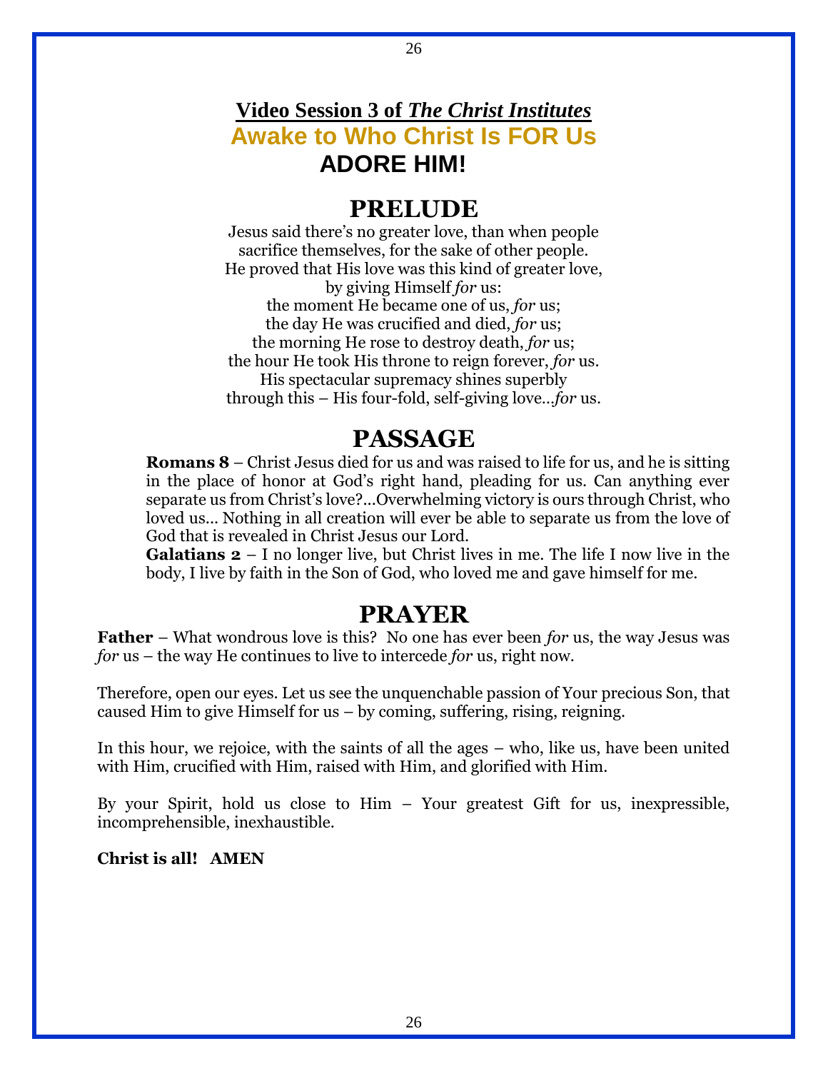## **Video Session 3 of *The Christ Institutes***

## Awake to Who Christ Is FOR Us

## ADORE HIM!

# PRELUDE

Jesus said there's no greater love, than when people
sacrifice themselves, for the sake of other people.
He proved that His love was this kind of greater love,
by giving Himself *for* us:
the moment He became one of us, *for* us;
the day He was crucified and died, *for* us;
the morning He rose to destroy death, *for* us;
the hour He took His throne to reign forever, *for* us.
His spectacular supremacy shines superbly
through this – His four-fold, self-giving love…*for* us.

# PASSAGE

**Romans 8** – Christ Jesus died for us and was raised to life for us, and he is sitting in the place of honor at God's right hand, pleading for us. Can anything ever separate us from Christ's love?...Overwhelming victory is ours through Christ, who loved us… Nothing in all creation will ever be able to separate us from the love of God that is revealed in Christ Jesus our Lord.

**Galatians 2** – I no longer live, but Christ lives in me. The life I now live in the body, I live by faith in the Son of God, who loved me and gave himself for me.

# PRAYER

**Father** – What wondrous love is this? No one has ever been *for* us, the way Jesus was *for* us – the way He continues to live to intercede *for* us, right now.

Therefore, open our eyes. Let us see the unquenchable passion of Your precious Son, that caused Him to give Himself for us – by coming, suffering, rising, reigning.

In this hour, we rejoice, with the saints of all the ages – who, like us, have been united with Him, crucified with Him, raised with Him, and glorified with Him.

By your Spirit, hold us close to Him – Your greatest Gift for us, inexpressible, incomprehensible, inexhaustible.

**Christ is all! AMEN**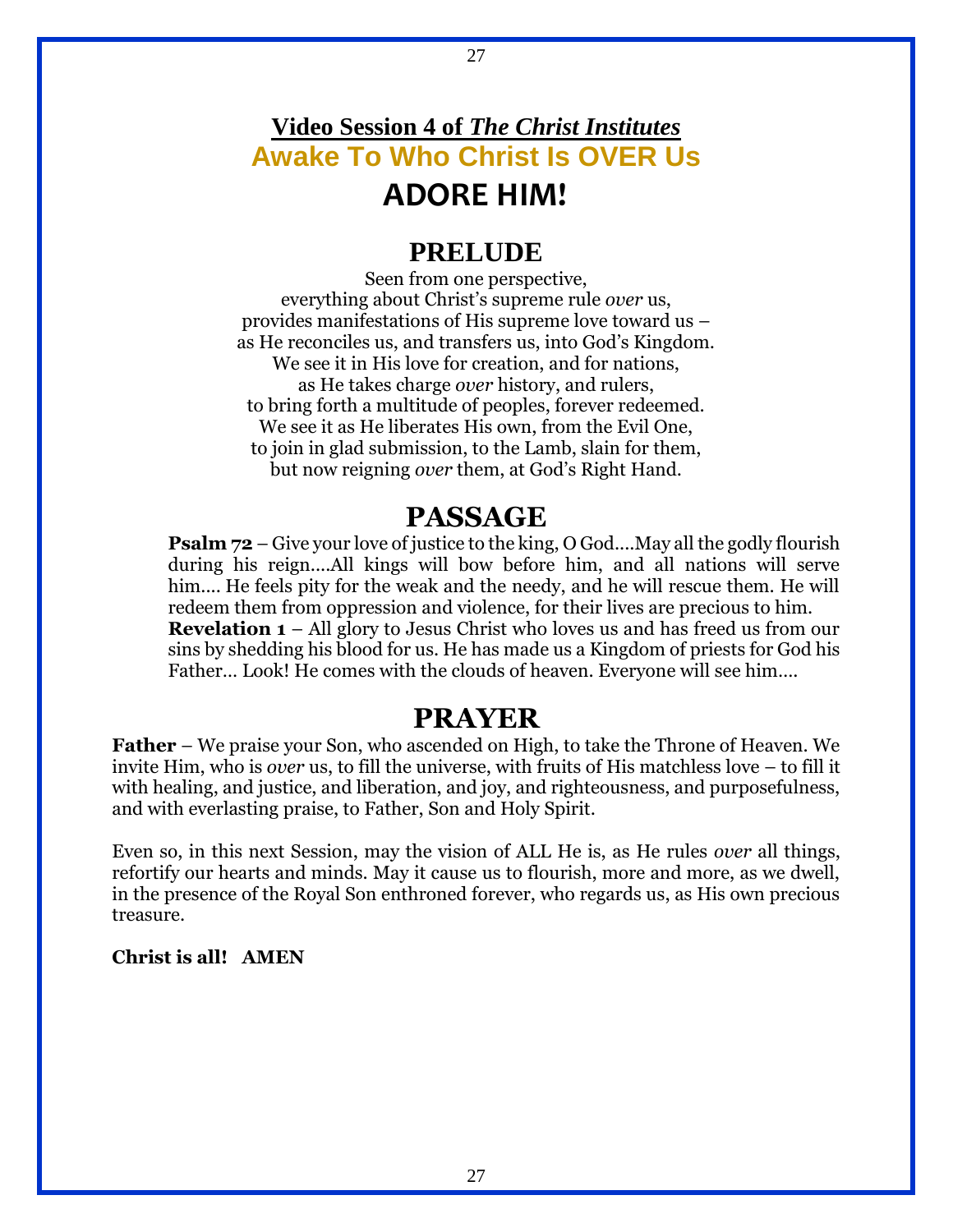# Video Session 4 of *The Christ Institutes*

## Awake To Who Christ Is OVER Us

## ADORE HIM!

## PRELUDE

Seen from one perspective,
everything about Christ's supreme rule *over* us,
provides manifestations of His supreme love toward us –
as He reconciles us, and transfers us, into God's Kingdom.
We see it in His love for creation, and for nations,
as He takes charge *over* history, and rulers,
to bring forth a multitude of peoples, forever redeemed.
We see it as He liberates His own, from the Evil One,
to join in glad submission, to the Lamb, slain for them,
but now reigning *over* them, at God's Right Hand.

## PASSAGE

**Psalm 72** – Give your love of justice to the king, O God….May all the godly flourish during his reign….All kings will bow before him, and all nations will serve him…. He feels pity for the weak and the needy, and he will rescue them. He will redeem them from oppression and violence, for their lives are precious to him.
**Revelation 1** – All glory to Jesus Christ who loves us and has freed us from our sins by shedding his blood for us. He has made us a Kingdom of priests for God his Father… Look! He comes with the clouds of heaven. Everyone will see him….

## PRAYER

**Father** – We praise your Son, who ascended on High, to take the Throne of Heaven. We invite Him, who is *over* us, to fill the universe, with fruits of His matchless love – to fill it with healing, and justice, and liberation, and joy, and righteousness, and purposefulness, and with everlasting praise, to Father, Son and Holy Spirit.

Even so, in this next Session, may the vision of ALL He is, as He rules *over* all things, refortify our hearts and minds. May it cause us to flourish, more and more, as we dwell, in the presence of the Royal Son enthroned forever, who regards us, as His own precious treasure.

**Christ is all! AMEN**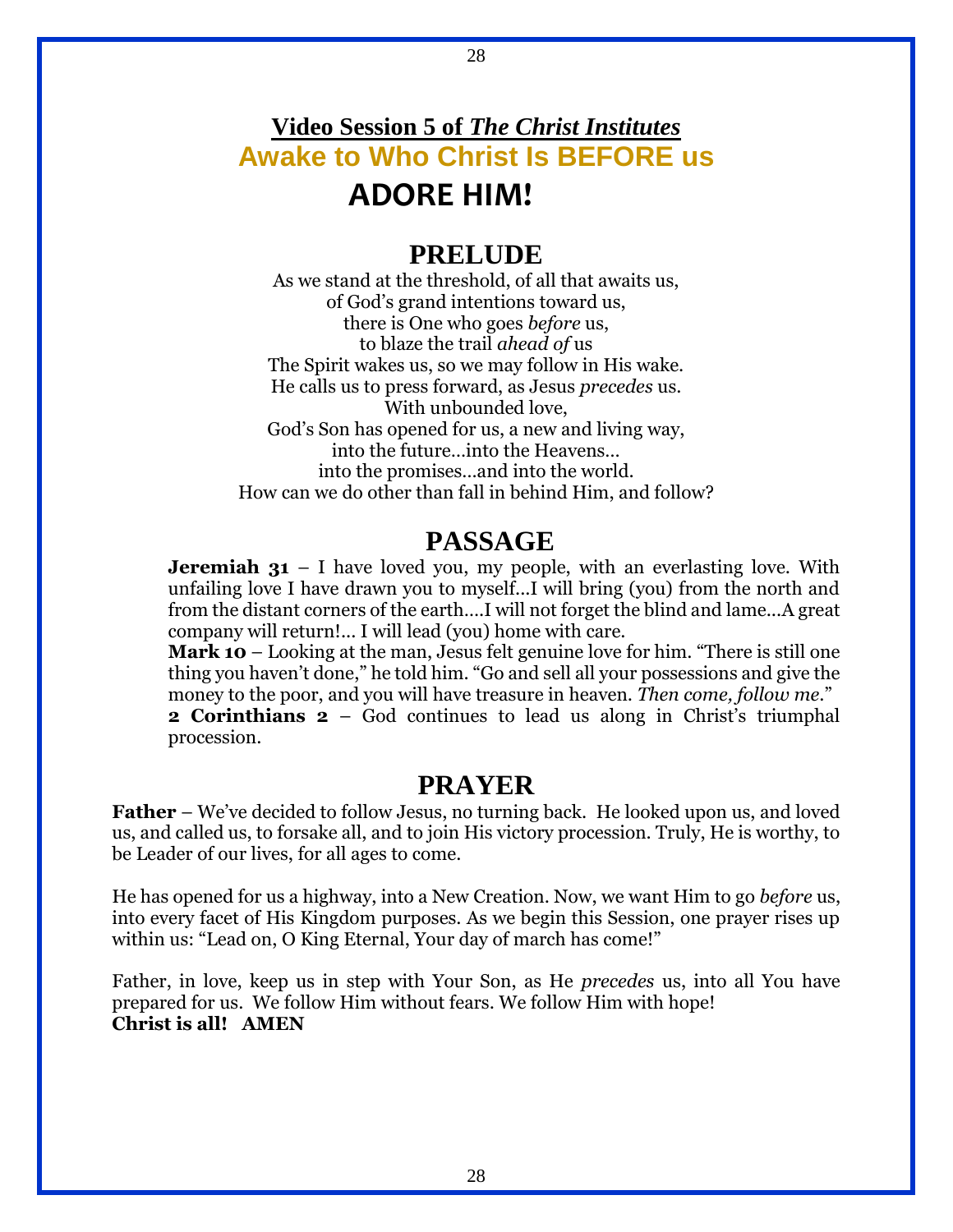## Video Session 5 of *The Christ Institutes*

## Awake to Who Christ Is BEFORE us

# ADORE HIM!

## PRELUDE

As we stand at the threshold, of all that awaits us,
of God's grand intentions toward us,
there is One who goes *before* us,
to blaze the trail *ahead of* us
The Spirit wakes us, so we may follow in His wake.
He calls us to press forward, as Jesus *precedes* us.
With unbounded love,
God's Son has opened for us, a new and living way,
into the future…into the Heavens…
into the promises…and into the world.
How can we do other than fall in behind Him, and follow?

## PASSAGE

**Jeremiah 31** – I have loved you, my people, with an everlasting love. With unfailing love I have drawn you to myself…I will bring (you) from the north and from the distant corners of the earth….I will not forget the blind and lame…A great company will return!… I will lead (you) home with care.

**Mark 10** – Looking at the man, Jesus felt genuine love for him. "There is still one thing you haven't done," he told him. "Go and sell all your possessions and give the money to the poor, and you will have treasure in heaven. *Then come, follow me*."

**2 Corinthians 2** – God continues to lead us along in Christ's triumphal procession.

## PRAYER

**Father** – We've decided to follow Jesus, no turning back. He looked upon us, and loved us, and called us, to forsake all, and to join His victory procession. Truly, He is worthy, to be Leader of our lives, for all ages to come.

He has opened for us a highway, into a New Creation. Now, we want Him to go *before* us, into every facet of His Kingdom purposes. As we begin this Session, one prayer rises up within us: "Lead on, O King Eternal, Your day of march has come!"

Father, in love, keep us in step with Your Son, as He *precedes* us, into all You have prepared for us. We follow Him without fears. We follow Him with hope!
**Christ is all! AMEN**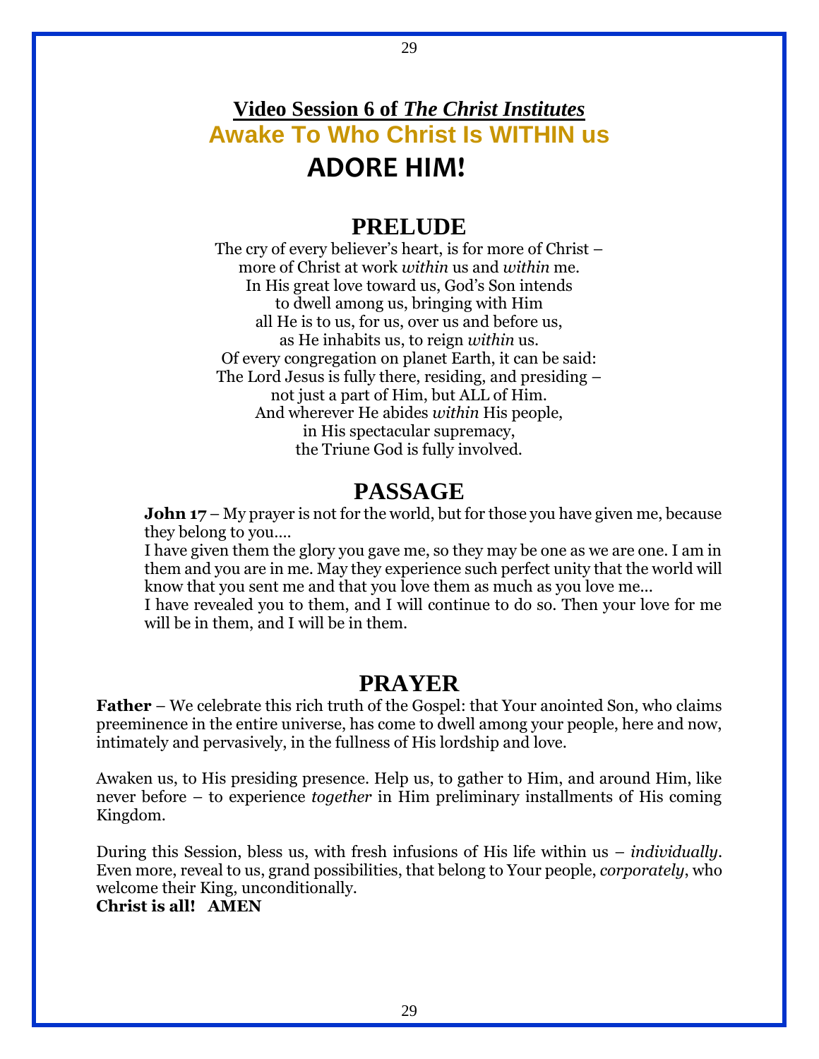# **Video Session 6 of *The Christ Institutes***

## **Awake To Who Christ Is WITHIN us**

## **ADORE HIM!**

## PRELUDE

The cry of every believer's heart, is for more of Christ –
more of Christ at work *within* us and *within* me.
In His great love toward us, God's Son intends
to dwell among us, bringing with Him
all He is to us, for us, over us and before us,
as He inhabits us, to reign *within* us.
Of every congregation on planet Earth, it can be said:
The Lord Jesus is fully there, residing, and presiding –
not just a part of Him, but ALL of Him.
And wherever He abides *within* His people,
in His spectacular supremacy,
the Triune God is fully involved.

## PASSAGE

**John 17** – My prayer is not for the world, but for those you have given me, because they belong to you….
I have given them the glory you gave me, so they may be one as we are one. I am in them and you are in me. May they experience such perfect unity that the world will know that you sent me and that you love them as much as you love me…
I have revealed you to them, and I will continue to do so. Then your love for me will be in them, and I will be in them.

## PRAYER

**Father** – We celebrate this rich truth of the Gospel: that Your anointed Son, who claims preeminence in the entire universe, has come to dwell among your people, here and now, intimately and pervasively, in the fullness of His lordship and love.

Awaken us, to His presiding presence. Help us, to gather to Him, and around Him, like never before – to experience *together* in Him preliminary installments of His coming Kingdom.

During this Session, bless us, with fresh infusions of His life within us – *individually*. Even more, reveal to us, grand possibilities, that belong to Your people, *corporately*, who welcome their King, unconditionally.
**Christ is all! AMEN**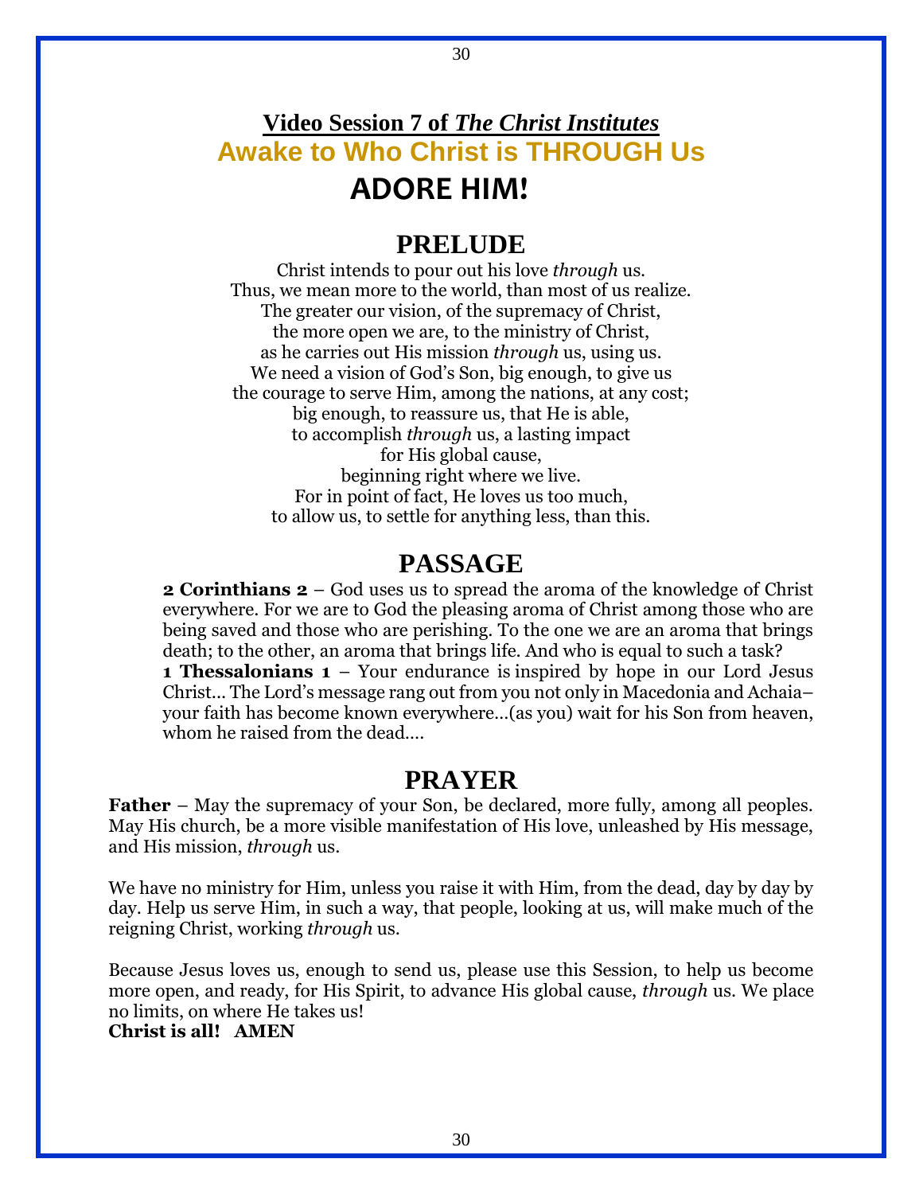# **Video Session 7 of *The Christ Institutes***

## Awake to Who Christ is THROUGH Us

## ADORE HIM!

## PRELUDE

Christ intends to pour out his love *through* us.
Thus, we mean more to the world, than most of us realize.
The greater our vision, of the supremacy of Christ,
the more open we are, to the ministry of Christ,
as he carries out His mission *through* us, using us.
We need a vision of God's Son, big enough, to give us
the courage to serve Him, among the nations, at any cost;
big enough, to reassure us, that He is able,
to accomplish *through* us, a lasting impact
for His global cause,
beginning right where we live.
For in point of fact, He loves us too much,
to allow us, to settle for anything less, than this.

## PASSAGE

**2 Corinthians 2** – God uses us to spread the aroma of the knowledge of Christ everywhere. For we are to God the pleasing aroma of Christ among those who are being saved and those who are perishing. To the one we are an aroma that brings death; to the other, an aroma that brings life. And who is equal to such a task?
**1 Thessalonians 1** – Your endurance is inspired by hope in our Lord Jesus Christ… The Lord's message rang out from you not only in Macedonia and Achaia– your faith has become known everywhere…(as you) wait for his Son from heaven, whom he raised from the dead….

## PRAYER

**Father** – May the supremacy of your Son, be declared, more fully, among all peoples. May His church, be a more visible manifestation of His love, unleashed by His message, and His mission, *through* us.

We have no ministry for Him, unless you raise it with Him, from the dead, day by day by day. Help us serve Him, in such a way, that people, looking at us, will make much of the reigning Christ, working *through* us.

Because Jesus loves us, enough to send us, please use this Session, to help us become more open, and ready, for His Spirit, to advance His global cause, *through* us. We place no limits, on where He takes us!
**Christ is all! AMEN**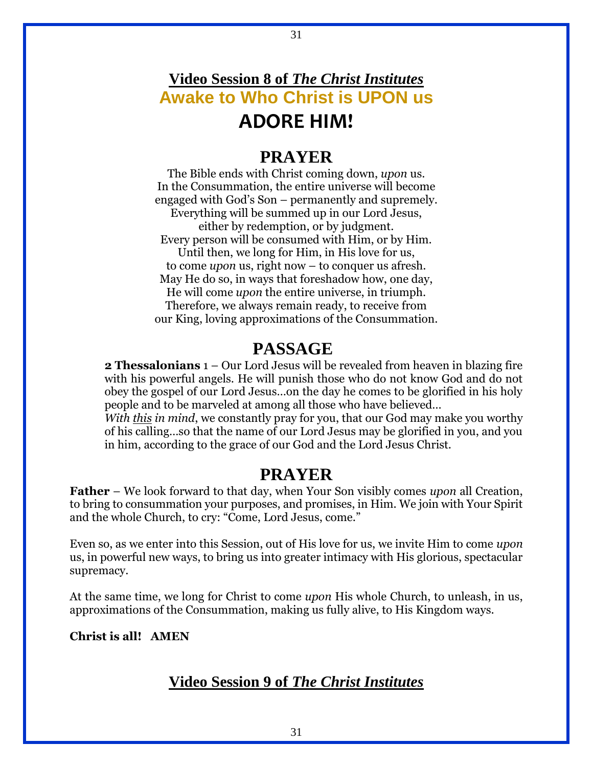## Video Session 8 of *The Christ Institutes*

## Awake to Who Christ is UPON us

# ADORE HIM!

## PRAYER

The Bible ends with Christ coming down, *upon* us.
In the Consummation, the entire universe will become
engaged with God's Son – permanently and supremely.
Everything will be summed up in our Lord Jesus,
either by redemption, or by judgment.
Every person will be consumed with Him, or by Him.
Until then, we long for Him, in His love for us,
to come *upon* us, right now – to conquer us afresh.
May He do so, in ways that foreshadow how, one day,
He will come *upon* the entire universe, in triumph.
Therefore, we always remain ready, to receive from
our King, loving approximations of the Consummation.

## PASSAGE

**2 Thessalonians** 1 – Our Lord Jesus will be revealed from heaven in blazing fire with his powerful angels. He will punish those who do not know God and do not obey the gospel of our Lord Jesus…on the day he comes to be glorified in his holy people and to be marveled at among all those who have believed…
*With this in mind*, we constantly pray for you, that our God may make you worthy of his calling…so that the name of our Lord Jesus may be glorified in you, and you in him, according to the grace of our God and the Lord Jesus Christ.

## PRAYER

**Father** – We look forward to that day, when Your Son visibly comes *upon* all Creation, to bring to consummation your purposes, and promises, in Him. We join with Your Spirit and the whole Church, to cry: "Come, Lord Jesus, come."

Even so, as we enter into this Session, out of His love for us, we invite Him to come *upon* us, in powerful new ways, to bring us into greater intimacy with His glorious, spectacular supremacy.

At the same time, we long for Christ to come *upon* His whole Church, to unleash, in us, approximations of the Consummation, making us fully alive, to His Kingdom ways.

**Christ is all! AMEN**

## Video Session 9 of *The Christ Institutes*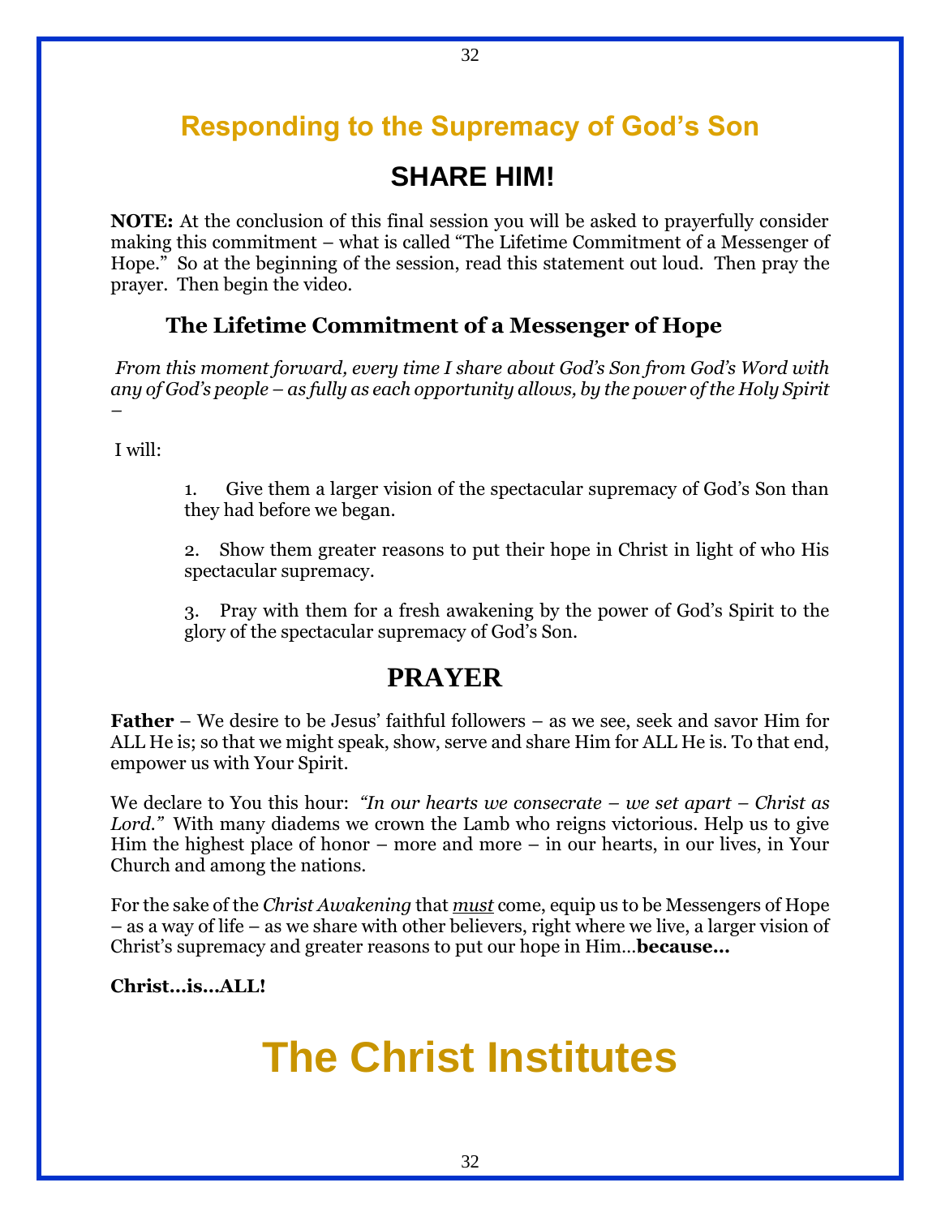## Responding to the Supremacy of God's Son

# SHARE HIM!

**NOTE:** At the conclusion of this final session you will be asked to prayerfully consider making this commitment – what is called "The Lifetime Commitment of a Messenger of Hope." So at the beginning of the session, read this statement out loud. Then pray the prayer. Then begin the video.

### The Lifetime Commitment of a Messenger of Hope

*From this moment forward, every time I share about God's Son from God's Word with any of God's people – as fully as each opportunity allows, by the power of the Holy Spirit –*

I will:

1. Give them a larger vision of the spectacular supremacy of God's Son than they had before we began.

2. Show them greater reasons to put their hope in Christ in light of who His spectacular supremacy.

3. Pray with them for a fresh awakening by the power of God's Spirit to the glory of the spectacular supremacy of God's Son.

## PRAYER

**Father** – We desire to be Jesus' faithful followers – as we see, seek and savor Him for ALL He is; so that we might speak, show, serve and share Him for ALL He is. To that end, empower us with Your Spirit.

We declare to You this hour: *"In our hearts we consecrate – we set apart – Christ as Lord."* With many diadems we crown the Lamb who reigns victorious. Help us to give Him the highest place of honor – more and more – in our hearts, in our lives, in Your Church and among the nations.

For the sake of the *Christ Awakening* that *must* come, equip us to be Messengers of Hope – as a way of life – as we share with other believers, right where we live, a larger vision of Christ's supremacy and greater reasons to put our hope in Him…**because…**

**Christ…is…ALL!**

# The Christ Institutes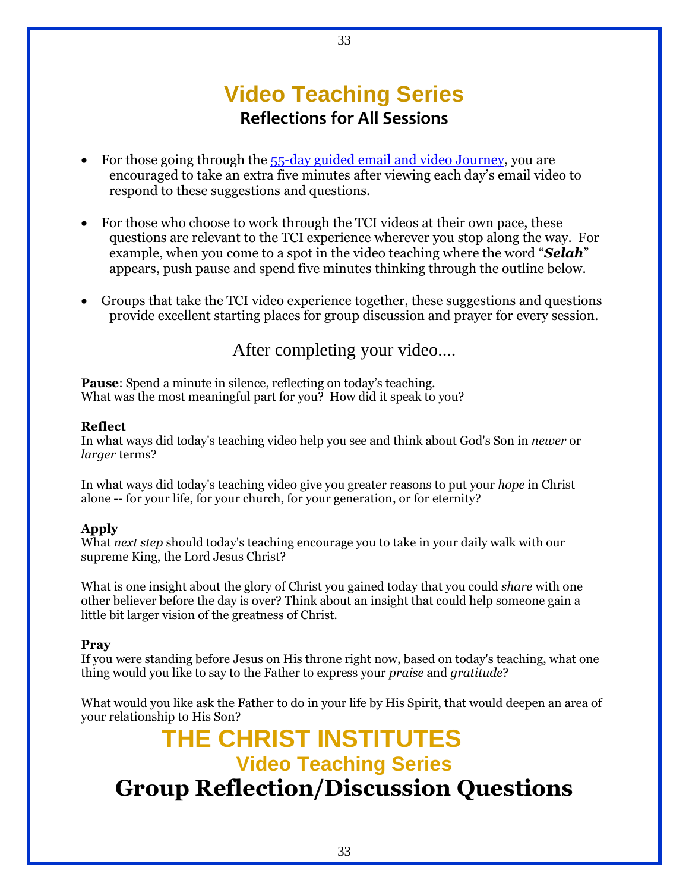# Video Teaching Series

## Reflections for All Sessions

- For those going through the [55-day guided email and video Journey](), you are encouraged to take an extra five minutes after viewing each day's email video to respond to these suggestions and questions.
- For those who choose to work through the TCI videos at their own pace, these questions are relevant to the TCI experience wherever you stop along the way. For example, when you come to a spot in the video teaching where the word "***Selah***" appears, push pause and spend five minutes thinking through the outline below.
- Groups that take the TCI video experience together, these suggestions and questions provide excellent starting places for group discussion and prayer for every session.

After completing your video....

**Pause**: Spend a minute in silence, reflecting on today's teaching.
What was the most meaningful part for you? How did it speak to you?

**Reflect**

In what ways did today's teaching video help you see and think about God's Son in *newer* or *larger* terms?

In what ways did today's teaching video give you greater reasons to put your *hope* in Christ alone -- for your life, for your church, for your generation, or for eternity?

**Apply**

What *next step* should today's teaching encourage you to take in your daily walk with our supreme King, the Lord Jesus Christ?

What is one insight about the glory of Christ you gained today that you could *share* with one other believer before the day is over? Think about an insight that could help someone gain a little bit larger vision of the greatness of Christ.

**Pray**

If you were standing before Jesus on His throne right now, based on today's teaching, what one thing would you like to say to the Father to express your *praise* and *gratitude*?

What would you like ask the Father to do in your life by His Spirit, that would deepen an area of your relationship to His Son?

# THE CHRIST INSTITUTES

## Video Teaching Series

# Group Reflection/Discussion Questions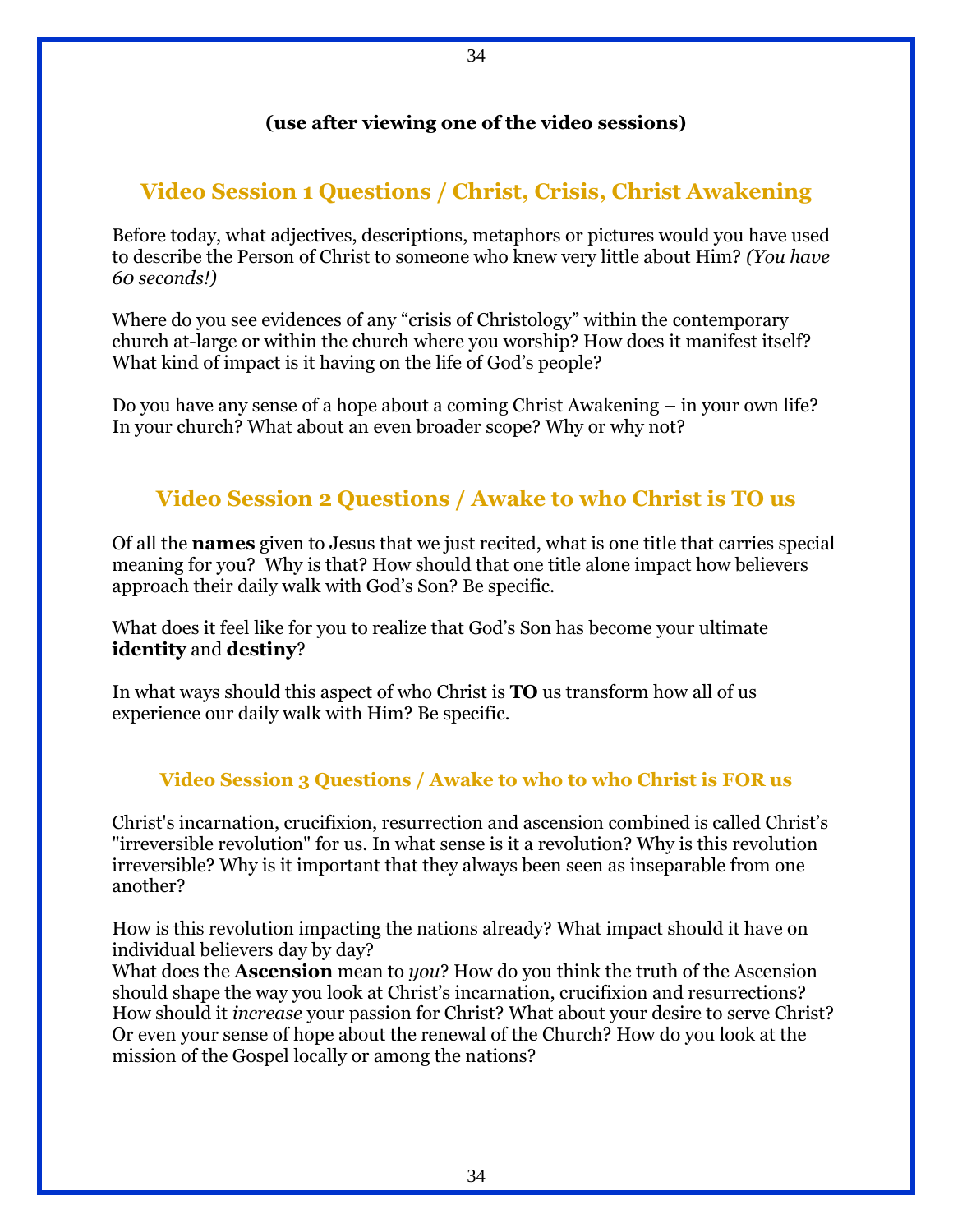**(use after viewing one of the video sessions)**

## Video Session 1 Questions / Christ, Crisis, Christ Awakening

Before today, what adjectives, descriptions, metaphors or pictures would you have used to describe the Person of Christ to someone who knew very little about Him? *(You have 60 seconds!)*

Where do you see evidences of any "crisis of Christology" within the contemporary church at-large or within the church where you worship? How does it manifest itself? What kind of impact is it having on the life of God's people?

Do you have any sense of a hope about a coming Christ Awakening – in your own life? In your church? What about an even broader scope? Why or why not?

## Video Session 2 Questions / Awake to who Christ is TO us

Of all the **names** given to Jesus that we just recited, what is one title that carries special meaning for you? Why is that? How should that one title alone impact how believers approach their daily walk with God's Son? Be specific.

What does it feel like for you to realize that God's Son has become your ultimate **identity** and **destiny**?

In what ways should this aspect of who Christ is **TO** us transform how all of us experience our daily walk with Him? Be specific.

### Video Session 3 Questions / Awake to who to who Christ is FOR us

Christ's incarnation, crucifixion, resurrection and ascension combined is called Christ's "irreversible revolution" for us. In what sense is it a revolution? Why is this revolution irreversible? Why is it important that they always been seen as inseparable from one another?

How is this revolution impacting the nations already? What impact should it have on individual believers day by day?
What does the **Ascension** mean to *you*? How do you think the truth of the Ascension should shape the way you look at Christ's incarnation, crucifixion and resurrections? How should it *increase* your passion for Christ? What about your desire to serve Christ? Or even your sense of hope about the renewal of the Church? How do you look at the mission of the Gospel locally or among the nations?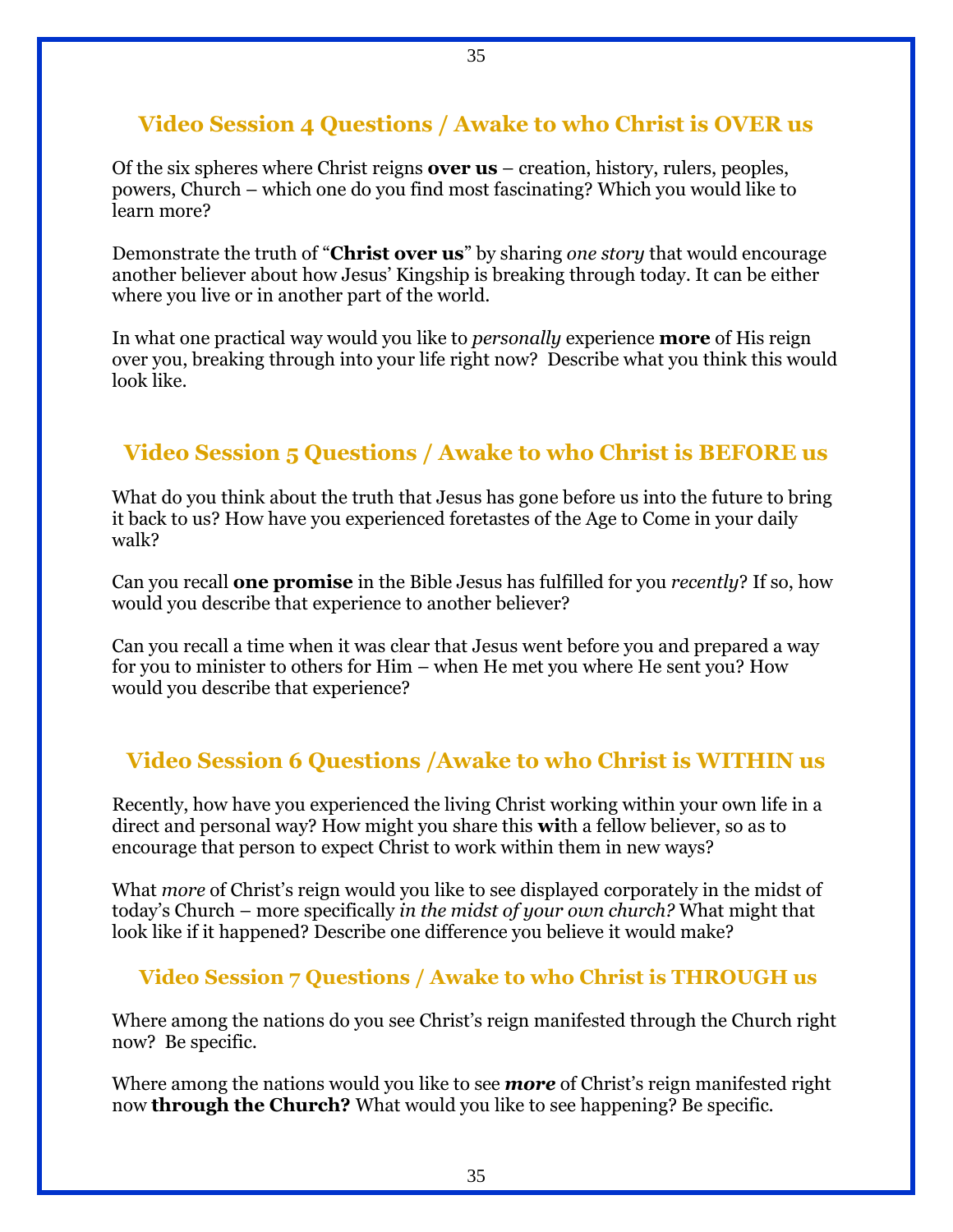## Video Session 4 Questions / Awake to who Christ is OVER us

Of the six spheres where Christ reigns **over us** – creation, history, rulers, peoples, powers, Church – which one do you find most fascinating? Which you would like to learn more?

Demonstrate the truth of "**Christ over us**" by sharing *one story* that would encourage another believer about how Jesus' Kingship is breaking through today. It can be either where you live or in another part of the world.

In what one practical way would you like to *personally* experience **more** of His reign over you, breaking through into your life right now? Describe what you think this would look like.

## Video Session 5 Questions / Awake to who Christ is BEFORE us

What do you think about the truth that Jesus has gone before us into the future to bring it back to us? How have you experienced foretastes of the Age to Come in your daily walk?

Can you recall **one promise** in the Bible Jesus has fulfilled for you *recently*? If so, how would you describe that experience to another believer?

Can you recall a time when it was clear that Jesus went before you and prepared a way for you to minister to others for Him – when He met you where He sent you? How would you describe that experience?

## Video Session 6 Questions /Awake to who Christ is WITHIN us

Recently, how have you experienced the living Christ working within your own life in a direct and personal way? How might you share this **wi**th a fellow believer, so as to encourage that person to expect Christ to work within them in new ways?

What *more* of Christ's reign would you like to see displayed corporately in the midst of today's Church – more specifically *in the midst of your own church?* What might that look like if it happened? Describe one difference you believe it would make?

## Video Session 7 Questions / Awake to who Christ is THROUGH us

Where among the nations do you see Christ's reign manifested through the Church right now? Be specific.

Where among the nations would you like to see ***more*** of Christ's reign manifested right now **through the Church?** What would you like to see happening? Be specific.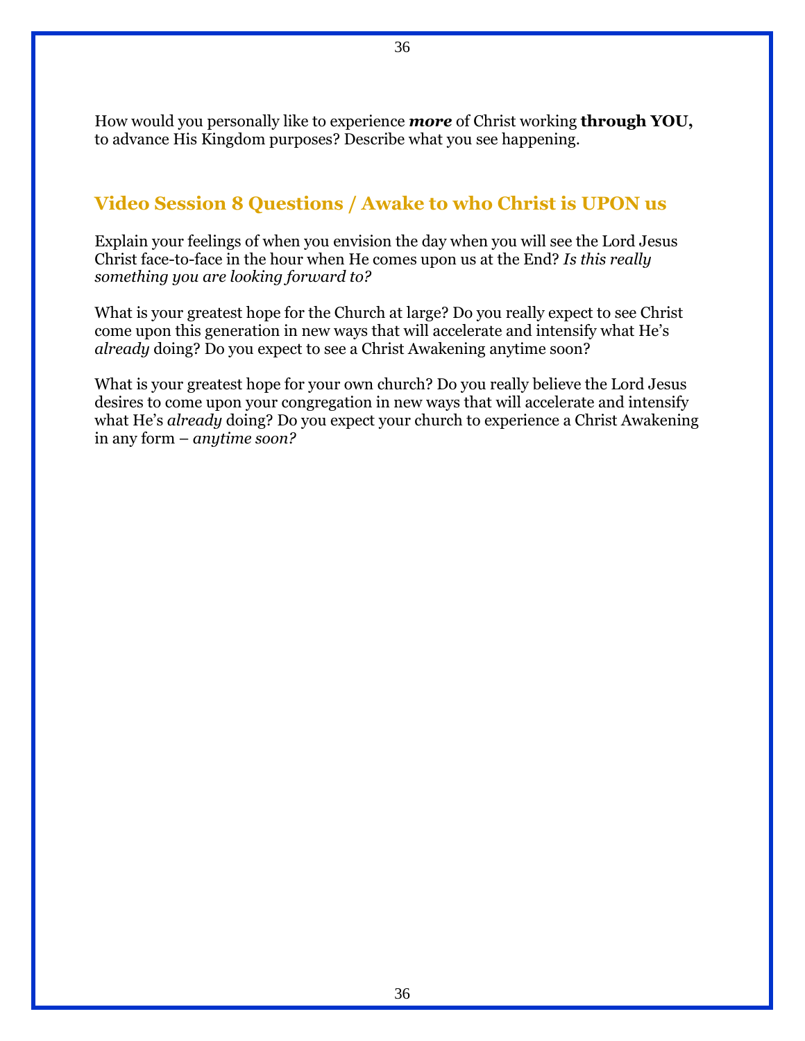How would you personally like to experience ***more*** of Christ working **through YOU,** to advance His Kingdom purposes? Describe what you see happening.

## Video Session 8 Questions / Awake to who Christ is UPON us

Explain your feelings of when you envision the day when you will see the Lord Jesus Christ face-to-face in the hour when He comes upon us at the End? *Is this really something you are looking forward to?*

What is your greatest hope for the Church at large? Do you really expect to see Christ come upon this generation in new ways that will accelerate and intensify what He's *already* doing? Do you expect to see a Christ Awakening anytime soon?

What is your greatest hope for your own church? Do you really believe the Lord Jesus desires to come upon your congregation in new ways that will accelerate and intensify what He's *already* doing? Do you expect your church to experience a Christ Awakening in any form – *anytime soon?*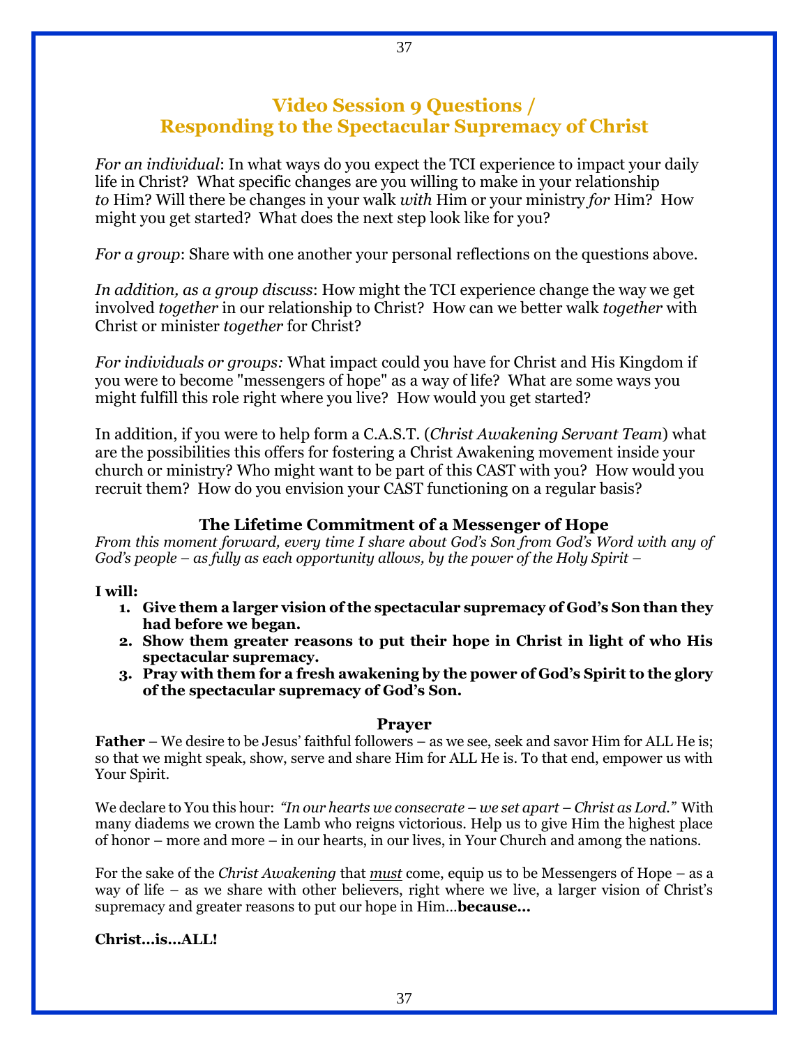# Video Session 9 Questions / Responding to the Spectacular Supremacy of Christ

*For an individual*: In what ways do you expect the TCI experience to impact your daily life in Christ? What specific changes are you willing to make in your relationship *to* Him? Will there be changes in your walk *with* Him or your ministry *for* Him? How might you get started? What does the next step look like for you?

*For a group*: Share with one another your personal reflections on the questions above.

*In addition, as a group discuss*: How might the TCI experience change the way we get involved *together* in our relationship to Christ? How can we better walk *together* with Christ or minister *together* for Christ?

*For individuals or groups:* What impact could you have for Christ and His Kingdom if you were to become "messengers of hope" as a way of life? What are some ways you might fulfill this role right where you live? How would you get started?

In addition, if you were to help form a C.A.S.T. (*Christ Awakening Servant Team*) what are the possibilities this offers for fostering a Christ Awakening movement inside your church or ministry? Who might want to be part of this CAST with you? How would you recruit them? How do you envision your CAST functioning on a regular basis?

### The Lifetime Commitment of a Messenger of Hope

*From this moment forward, every time I share about God's Son from God's Word with any of God's people – as fully as each opportunity allows, by the power of the Holy Spirit –*

**I will:**

1. **Give them a larger vision of the spectacular supremacy of God's Son than they had before we began.**
2. **Show them greater reasons to put their hope in Christ in light of who His spectacular supremacy.**
3. **Pray with them for a fresh awakening by the power of God's Spirit to the glory of the spectacular supremacy of God's Son.**

### Prayer

**Father** – We desire to be Jesus' faithful followers – as we see, seek and savor Him for ALL He is; so that we might speak, show, serve and share Him for ALL He is. To that end, empower us with Your Spirit.

We declare to You this hour: *"In our hearts we consecrate – we set apart – Christ as Lord."* With many diadems we crown the Lamb who reigns victorious. Help us to give Him the highest place of honor – more and more – in our hearts, in our lives, in Your Church and among the nations.

For the sake of the *Christ Awakening* that ***must*** come, equip us to be Messengers of Hope – as a way of life – as we share with other believers, right where we live, a larger vision of Christ's supremacy and greater reasons to put our hope in Him…**because…**

**Christ…is…ALL!**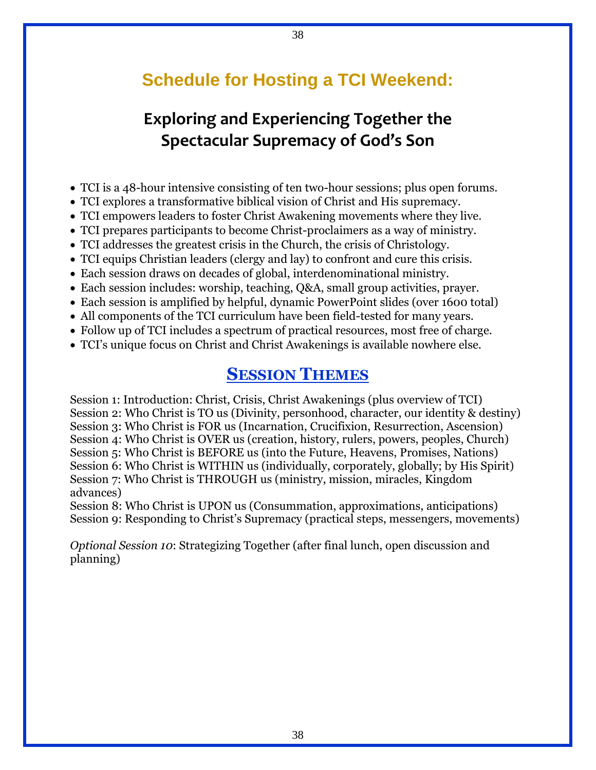# Schedule for Hosting a TCI Weekend:

## Exploring and Experiencing Together the Spectacular Supremacy of God's Son

- TCI is a 48-hour intensive consisting of ten two-hour sessions; plus open forums.
- TCI explores a transformative biblical vision of Christ and His supremacy.
- TCI empowers leaders to foster Christ Awakening movements where they live.
- TCI prepares participants to become Christ-proclaimers as a way of ministry.
- TCI addresses the greatest crisis in the Church, the crisis of Christology.
- TCI equips Christian leaders (clergy and lay) to confront and cure this crisis.
- Each session draws on decades of global, interdenominational ministry.
- Each session includes: worship, teaching, Q&A, small group activities, prayer.
- Each session is amplified by helpful, dynamic PowerPoint slides (over 1600 total)
- All components of the TCI curriculum have been field-tested for many years.
- Follow up of TCI includes a spectrum of practical resources, most free of charge.
- TCI's unique focus on Christ and Christ Awakenings is available nowhere else.

## Session Themes

Session 1: Introduction: Christ, Crisis, Christ Awakenings (plus overview of TCI)
Session 2: Who Christ is TO us (Divinity, personhood, character, our identity & destiny)
Session 3: Who Christ is FOR us (Incarnation, Crucifixion, Resurrection, Ascension)
Session 4: Who Christ is OVER us (creation, history, rulers, powers, peoples, Church)
Session 5: Who Christ is BEFORE us (into the Future, Heavens, Promises, Nations)
Session 6: Who Christ is WITHIN us (individually, corporately, globally; by His Spirit)
Session 7: Who Christ is THROUGH us (ministry, mission, miracles, Kingdom advances)
Session 8: Who Christ is UPON us (Consummation, approximations, anticipations)
Session 9: Responding to Christ's Supremacy (practical steps, messengers, movements)

*Optional Session 10*: Strategizing Together (after final lunch, open discussion and planning)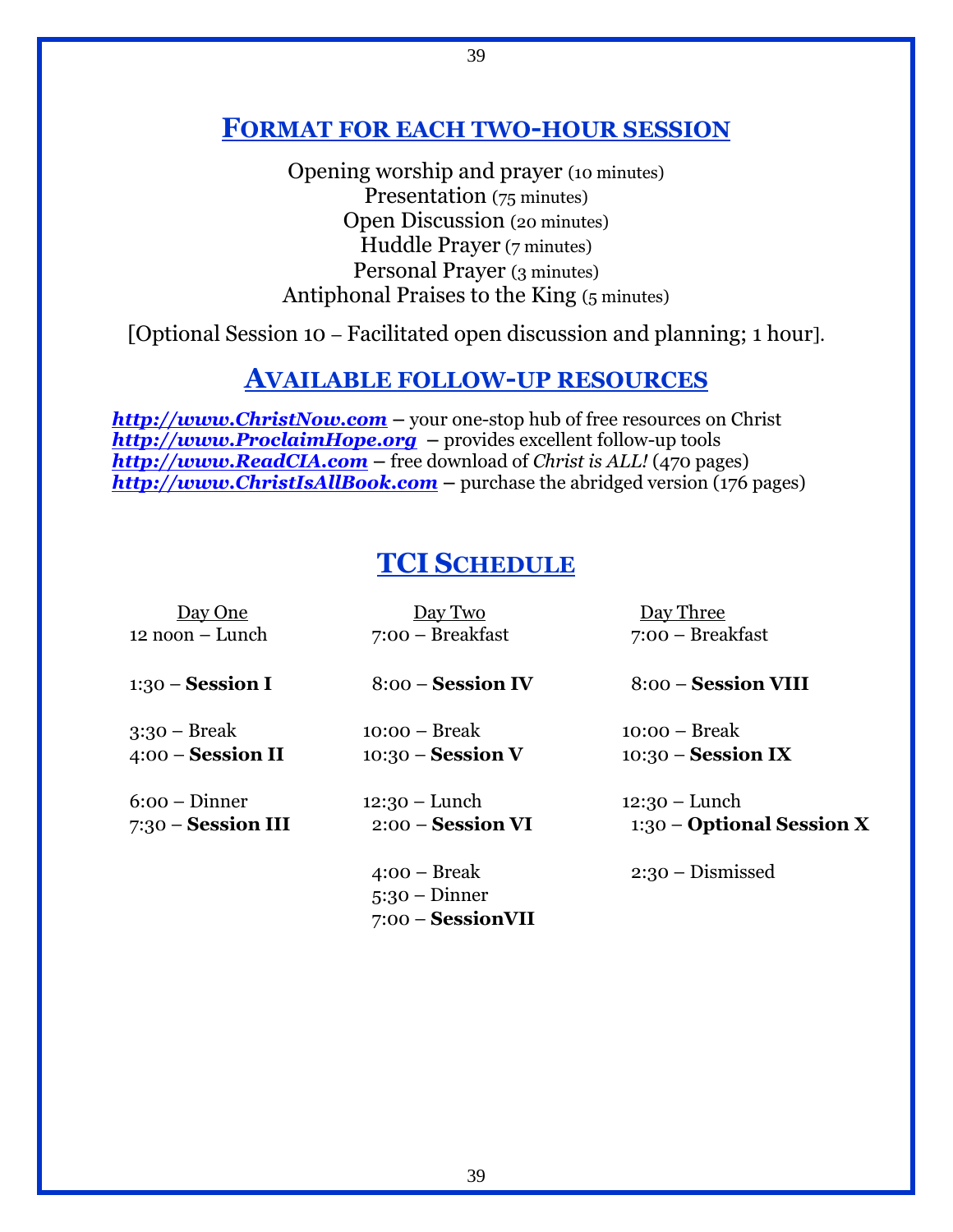## Format for each two-hour session

Opening worship and prayer (10 minutes)
Presentation (75 minutes)
Open Discussion (20 minutes)
Huddle Prayer (7 minutes)
Personal Prayer (3 minutes)
Antiphonal Praises to the King (5 minutes)

[Optional Session 10 – Facilitated open discussion and planning; 1 hour].

## Available follow-up resources

***http://www.ChristNow.com*** – your one-stop hub of free resources on Christ
***http://www.ProclaimHope.org*** – provides excellent follow-up tools
***http://www.ReadCIA.com*** – free download of *Christ is ALL!* (470 pages)
***http://www.ChristIsAllBook.com*** – purchase the abridged version (176 pages)

## TCI Schedule

| Day One | Day Two | Day Three |
|---|---|---|
| 12 noon – Lunch | 7:00 – Breakfast | 7:00 – Breakfast |
| 1:30 – **Session I** | 8:00 – **Session IV** | 8:00 – **Session VIII** |
| 3:30 – Break | 10:00 – Break | 10:00 – Break |
| 4:00 – **Session II** | 10:30 – **Session V** | 10:30 – **Session IX** |
| 6:00 – Dinner | 12:30 – Lunch | 12:30 – Lunch |
| 7:30 – **Session III** | 2:00 – **Session VI** | 1:30 – **Optional Session X** |
| | 4:00 – Break | 2:30 – Dismissed |
| | 5:30 – Dinner | |
| | 7:00 – **SessionVII** | |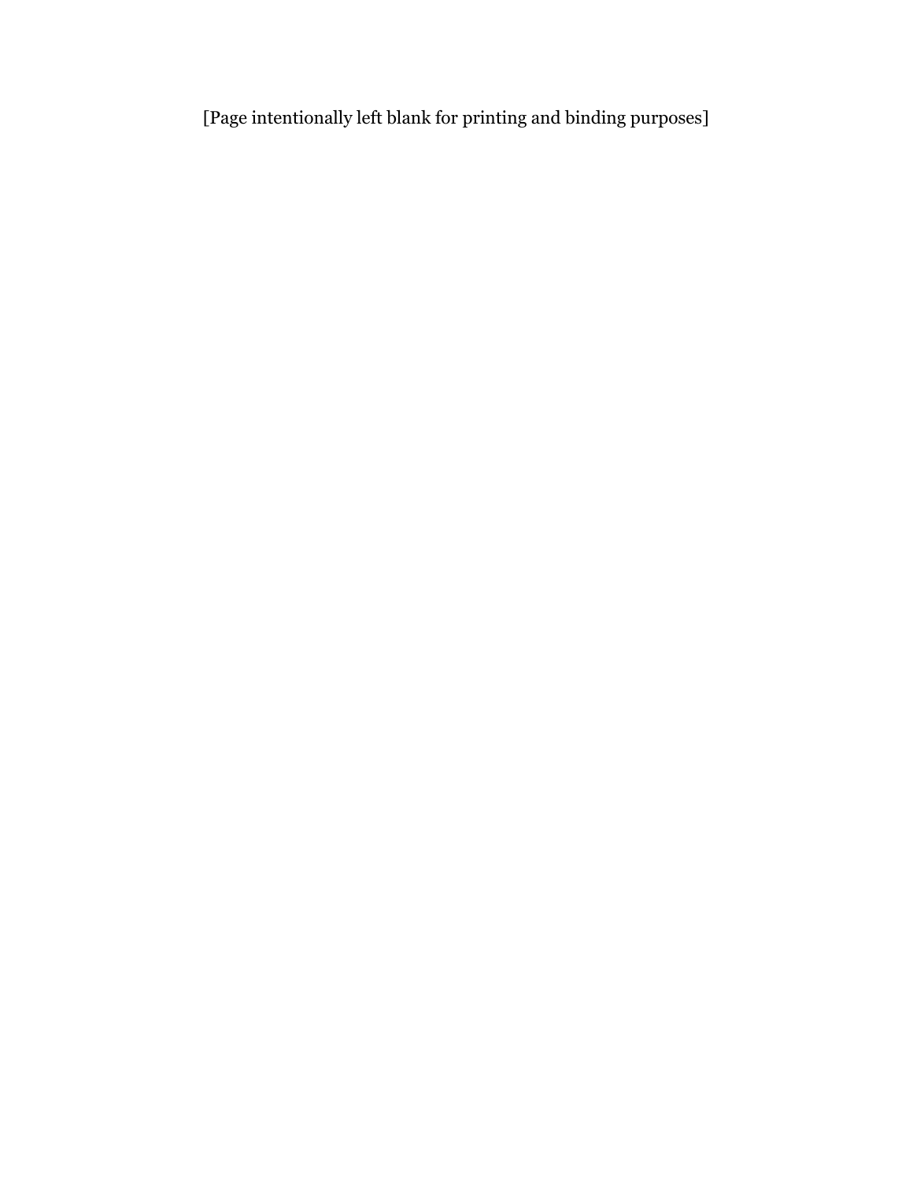[Page intentionally left blank for printing and binding purposes]